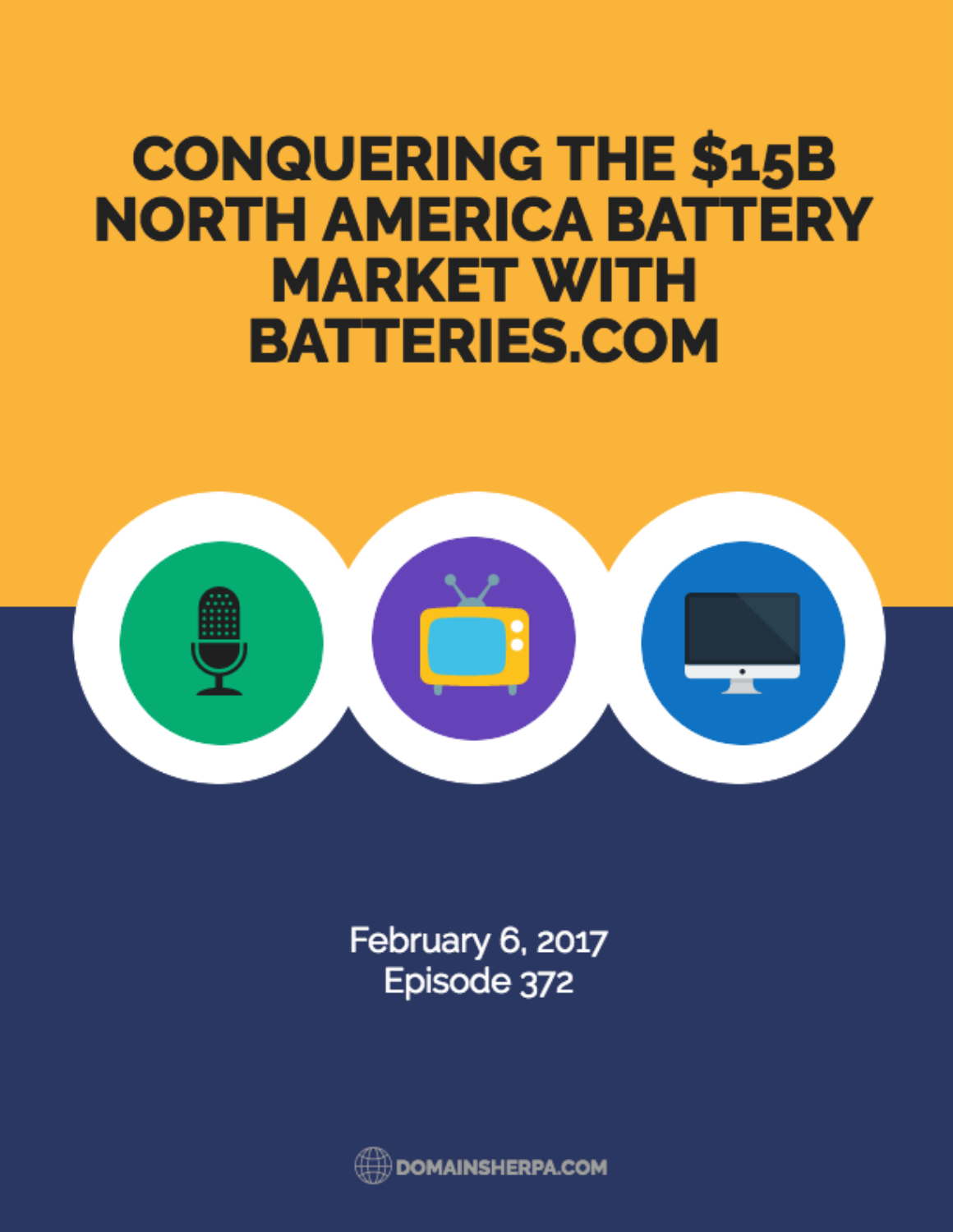# CONQUERING THE $15B NORTH AMERICA BATTERY MARKET WITH BATTERIES.COM

February 6, 2017
Episode 372

DOMAINSHERPA.COM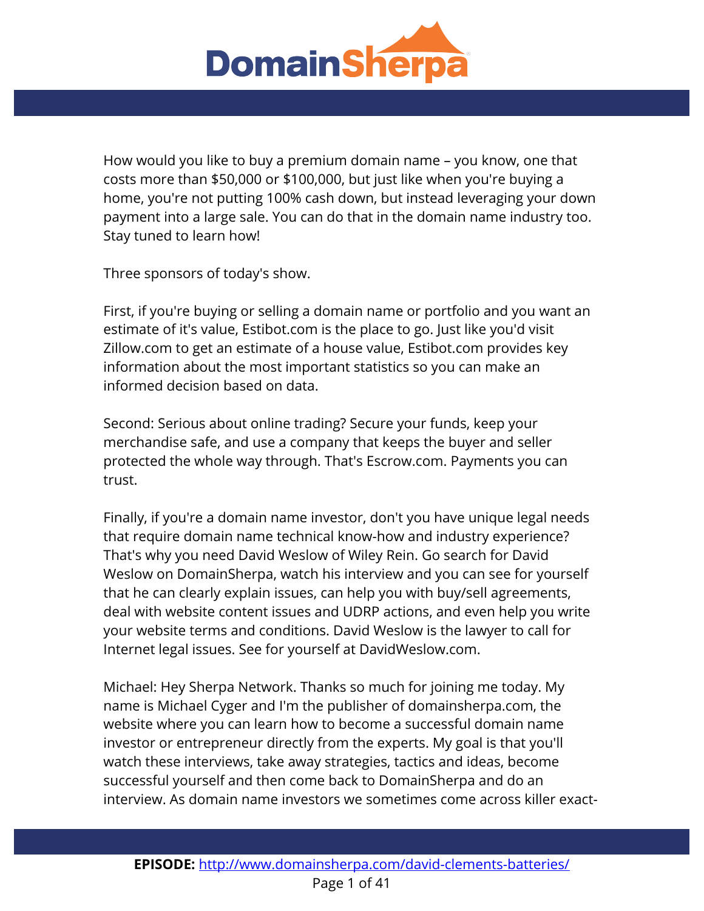How would you like to buy a premium domain name – you know, one that costs more than $50,000 or $100,000, but just like when you're buying a home, you're not putting 100% cash down, but instead leveraging your down payment into a large sale. You can do that in the domain name industry too. Stay tuned to learn how!

Three sponsors of today's show.

First, if you're buying or selling a domain name or portfolio and you want an estimate of it's value, Estibot.com is the place to go. Just like you'd visit Zillow.com to get an estimate of a house value, Estibot.com provides key information about the most important statistics so you can make an informed decision based on data.

Second: Serious about online trading? Secure your funds, keep your merchandise safe, and use a company that keeps the buyer and seller protected the whole way through. That's Escrow.com. Payments you can trust.

Finally, if you're a domain name investor, don't you have unique legal needs that require domain name technical know-how and industry experience? That's why you need David Weslow of Wiley Rein. Go search for David Weslow on DomainSherpa, watch his interview and you can see for yourself that he can clearly explain issues, can help you with buy/sell agreements, deal with website content issues and UDRP actions, and even help you write your website terms and conditions. David Weslow is the lawyer to call for Internet legal issues. See for yourself at DavidWeslow.com.

Michael: Hey Sherpa Network. Thanks so much for joining me today. My name is Michael Cyger and I'm the publisher of domainsherpa.com, the website where you can learn how to become a successful domain name investor or entrepreneur directly from the experts. My goal is that you'll watch these interviews, take away strategies, tactics and ideas, become successful yourself and then come back to DomainSherpa and do an interview. As domain name investors we sometimes come across killer exact-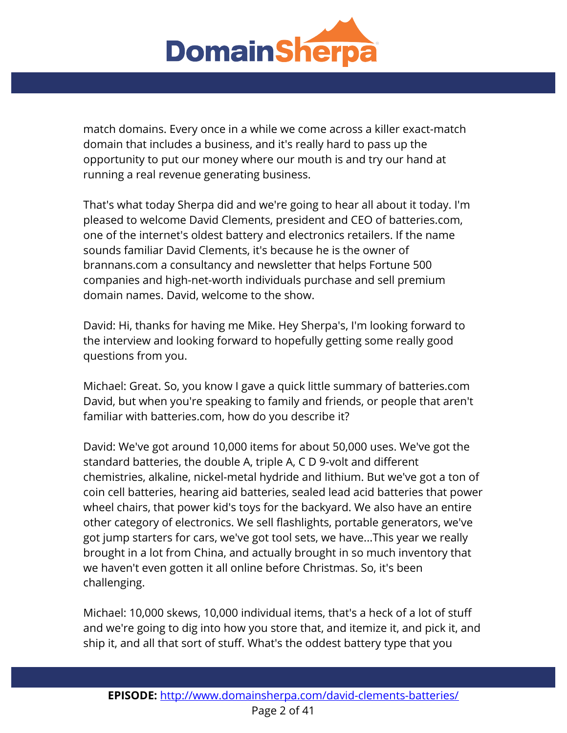match domains. Every once in a while we come across a killer exact-match domain that includes a business, and it's really hard to pass up the opportunity to put our money where our mouth is and try our hand at running a real revenue generating business.

That's what today Sherpa did and we're going to hear all about it today. I'm pleased to welcome David Clements, president and CEO of batteries.com, one of the internet's oldest battery and electronics retailers. If the name sounds familiar David Clements, it's because he is the owner of brannans.com a consultancy and newsletter that helps Fortune 500 companies and high-net-worth individuals purchase and sell premium domain names. David, welcome to the show.

David: Hi, thanks for having me Mike. Hey Sherpa's, I'm looking forward to the interview and looking forward to hopefully getting some really good questions from you.

Michael: Great. So, you know I gave a quick little summary of batteries.com David, but when you're speaking to family and friends, or people that aren't familiar with batteries.com, how do you describe it?

David: We've got around 10,000 items for about 50,000 uses. We've got the standard batteries, the double A, triple A, C D 9-volt and different chemistries, alkaline, nickel-metal hydride and lithium. But we've got a ton of coin cell batteries, hearing aid batteries, sealed lead acid batteries that power wheel chairs, that power kid's toys for the backyard. We also have an entire other category of electronics. We sell flashlights, portable generators, we've got jump starters for cars, we've got tool sets, we have...This year we really brought in a lot from China, and actually brought in so much inventory that we haven't even gotten it all online before Christmas. So, it's been challenging.

Michael: 10,000 skews, 10,000 individual items, that's a heck of a lot of stuff and we're going to dig into how you store that, and itemize it, and pick it, and ship it, and all that sort of stuff. What's the oddest battery type that you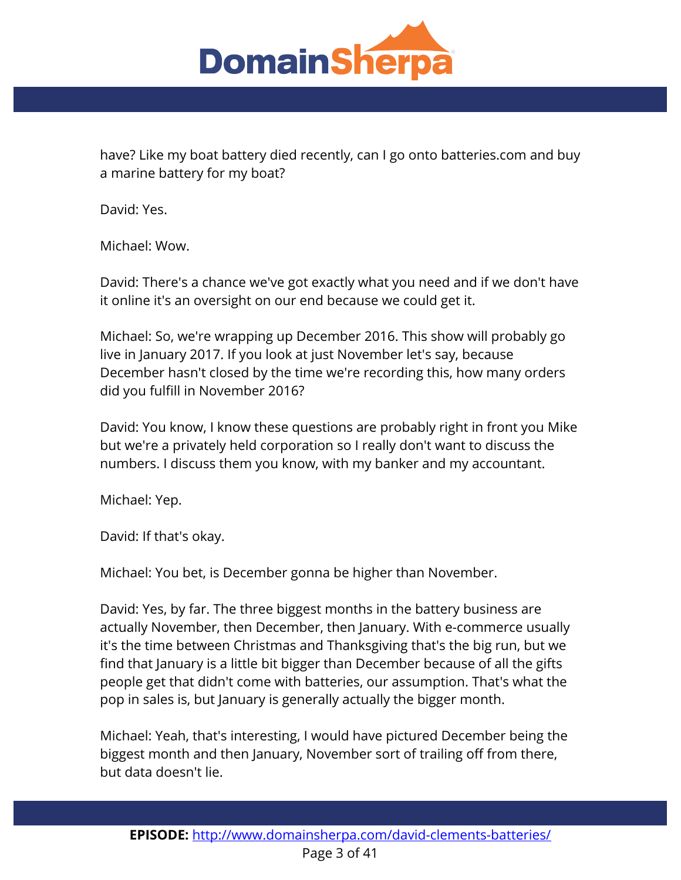have? Like my boat battery died recently, can I go onto batteries.com and buy a marine battery for my boat?

David: Yes.

Michael: Wow.

David: There's a chance we've got exactly what you need and if we don't have it online it's an oversight on our end because we could get it.

Michael: So, we're wrapping up December 2016. This show will probably go live in January 2017. If you look at just November let's say, because December hasn't closed by the time we're recording this, how many orders did you fulfill in November 2016?

David: You know, I know these questions are probably right in front you Mike but we're a privately held corporation so I really don't want to discuss the numbers. I discuss them you know, with my banker and my accountant.

Michael: Yep.

David: If that's okay.

Michael: You bet, is December gonna be higher than November.

David: Yes, by far. The three biggest months in the battery business are actually November, then December, then January. With e-commerce usually it's the time between Christmas and Thanksgiving that's the big run, but we find that January is a little bit bigger than December because of all the gifts people get that didn't come with batteries, our assumption. That's what the pop in sales is, but January is generally actually the bigger month.

Michael: Yeah, that's interesting, I would have pictured December being the biggest month and then January, November sort of trailing off from there, but data doesn't lie.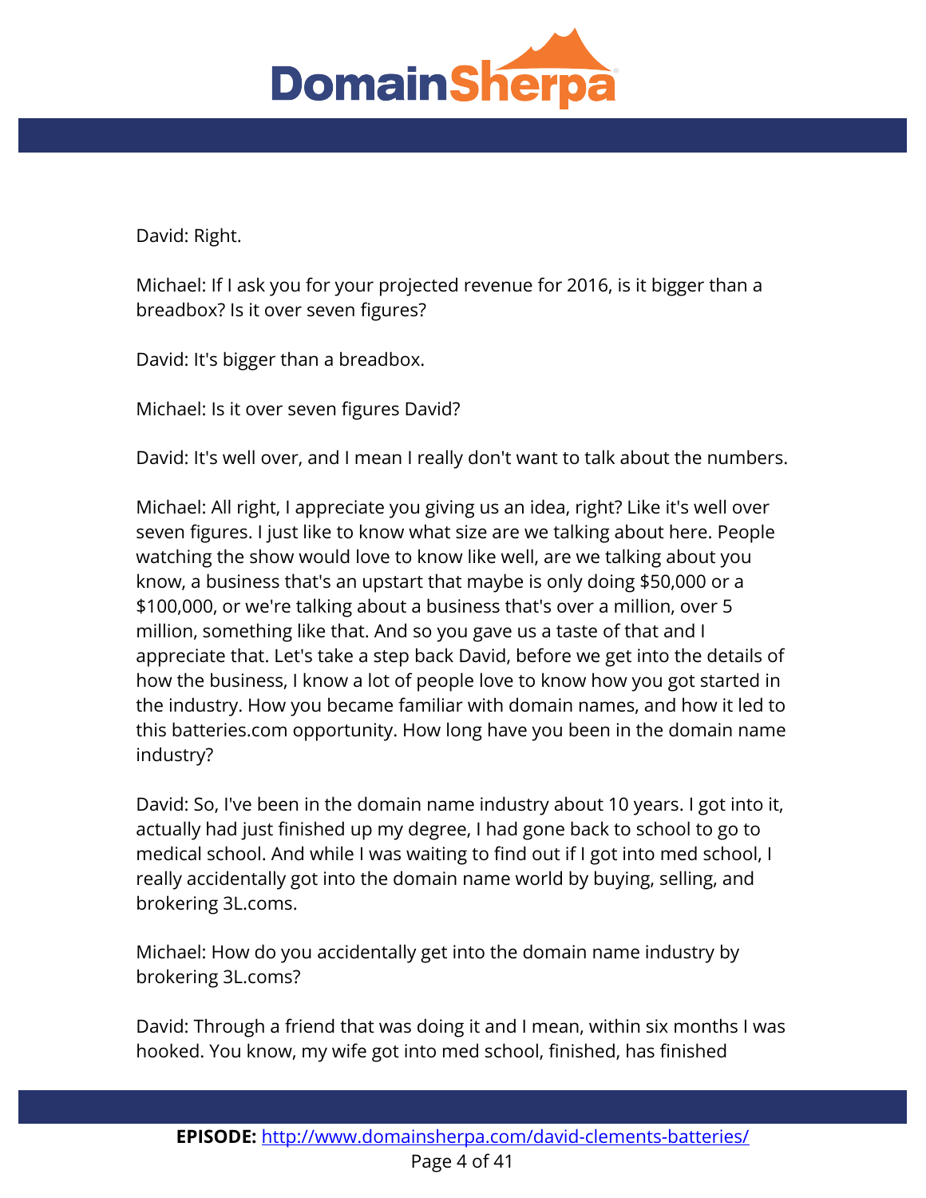David: Right.

Michael: If I ask you for your projected revenue for 2016, is it bigger than a breadbox? Is it over seven figures?

David: It's bigger than a breadbox.

Michael: Is it over seven figures David?

David: It's well over, and I mean I really don't want to talk about the numbers.

Michael: All right, I appreciate you giving us an idea, right? Like it's well over seven figures. I just like to know what size are we talking about here. People watching the show would love to know like well, are we talking about you know, a business that's an upstart that maybe is only doing $50,000 or a $100,000, or we're talking about a business that's over a million, over 5 million, something like that. And so you gave us a taste of that and I appreciate that. Let's take a step back David, before we get into the details of how the business, I know a lot of people love to know how you got started in the industry. How you became familiar with domain names, and how it led to this batteries.com opportunity. How long have you been in the domain name industry?

David: So, I've been in the domain name industry about 10 years. I got into it, actually had just finished up my degree, I had gone back to school to go to medical school. And while I was waiting to find out if I got into med school, I really accidentally got into the domain name world by buying, selling, and brokering 3L.coms.

Michael: How do you accidentally get into the domain name industry by brokering 3L.coms?

David: Through a friend that was doing it and I mean, within six months I was hooked. You know, my wife got into med school, finished, has finished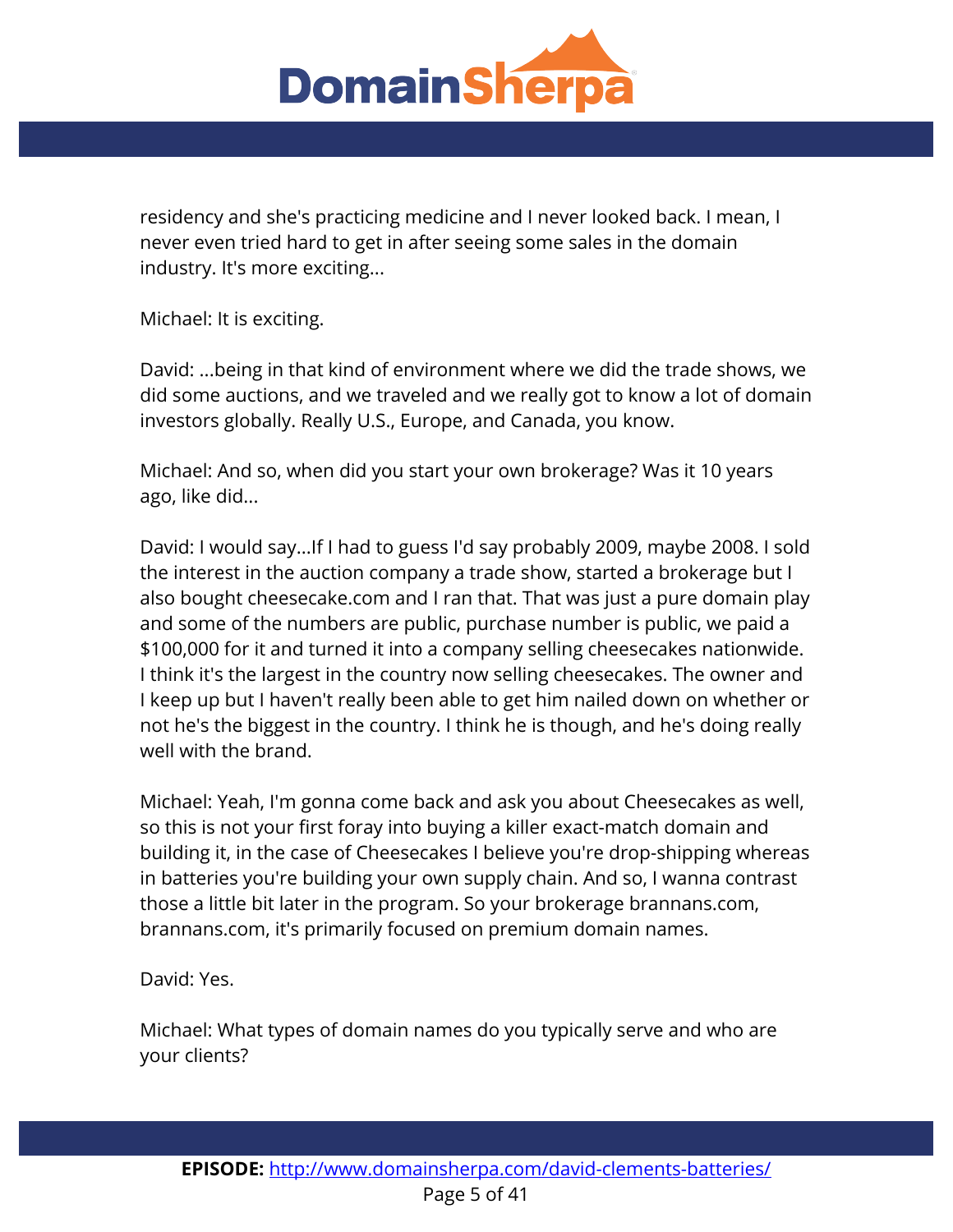residency and she's practicing medicine and I never looked back. I mean, I never even tried hard to get in after seeing some sales in the domain industry. It's more exciting...

Michael: It is exciting.

David: ...being in that kind of environment where we did the trade shows, we did some auctions, and we traveled and we really got to know a lot of domain investors globally. Really U.S., Europe, and Canada, you know.

Michael: And so, when did you start your own brokerage? Was it 10 years ago, like did...

David: I would say...If I had to guess I'd say probably 2009, maybe 2008. I sold the interest in the auction company a trade show, started a brokerage but I also bought cheesecake.com and I ran that. That was just a pure domain play and some of the numbers are public, purchase number is public, we paid a $100,000 for it and turned it into a company selling cheesecakes nationwide. I think it's the largest in the country now selling cheesecakes. The owner and I keep up but I haven't really been able to get him nailed down on whether or not he's the biggest in the country. I think he is though, and he's doing really well with the brand.

Michael: Yeah, I'm gonna come back and ask you about Cheesecakes as well, so this is not your first foray into buying a killer exact-match domain and building it, in the case of Cheesecakes I believe you're drop-shipping whereas in batteries you're building your own supply chain. And so, I wanna contrast those a little bit later in the program. So your brokerage brannans.com, brannans.com, it's primarily focused on premium domain names.

David: Yes.

Michael: What types of domain names do you typically serve and who are your clients?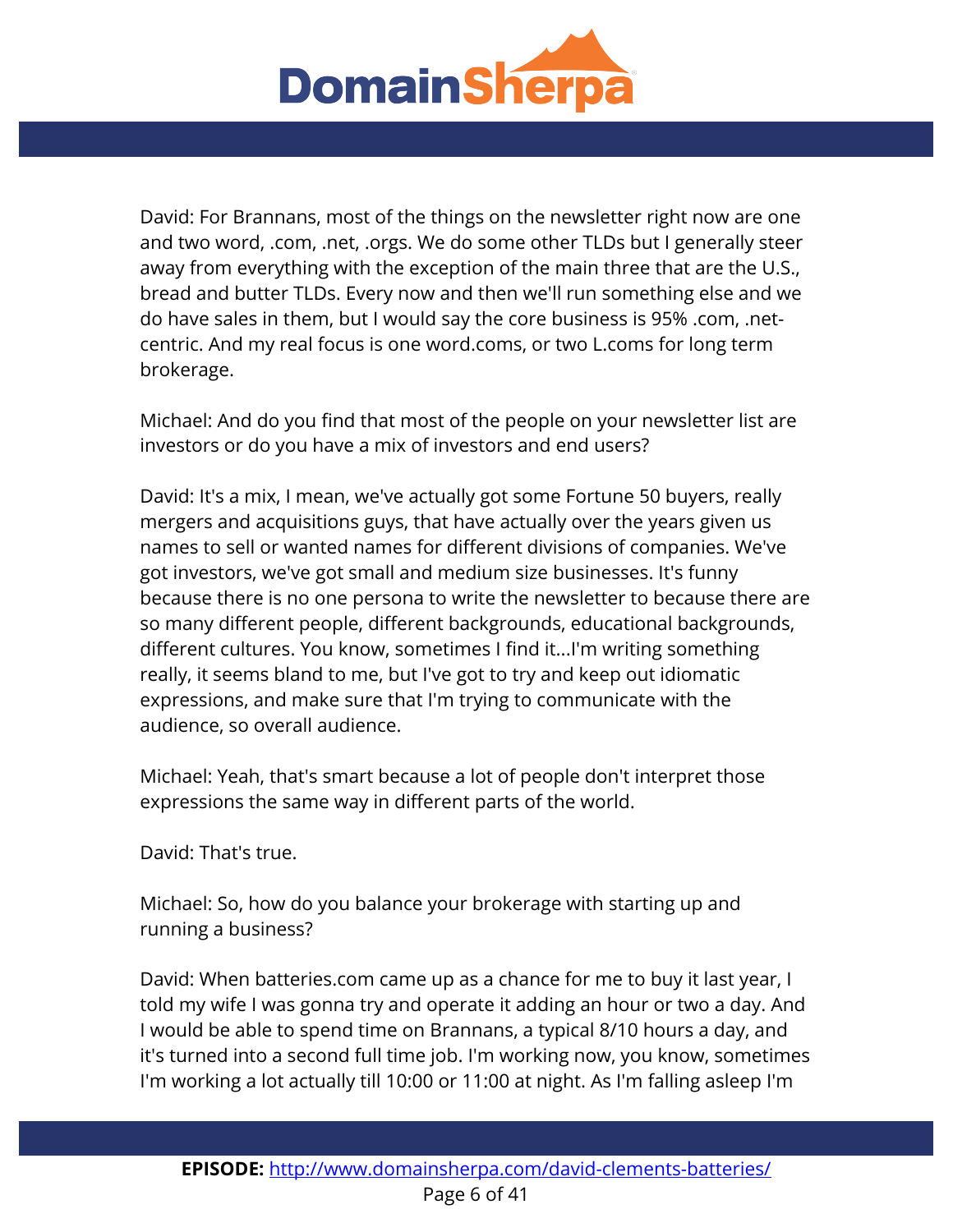David: For Brannans, most of the things on the newsletter right now are one and two word, .com, .net, .orgs. We do some other TLDs but I generally steer away from everything with the exception of the main three that are the U.S., bread and butter TLDs. Every now and then we'll run something else and we do have sales in them, but I would say the core business is 95% .com, .net-centric. And my real focus is one word.coms, or two L.coms for long term brokerage.

Michael: And do you find that most of the people on your newsletter list are investors or do you have a mix of investors and end users?

David: It's a mix, I mean, we've actually got some Fortune 50 buyers, really mergers and acquisitions guys, that have actually over the years given us names to sell or wanted names for different divisions of companies. We've got investors, we've got small and medium size businesses. It's funny because there is no one persona to write the newsletter to because there are so many different people, different backgrounds, educational backgrounds, different cultures. You know, sometimes I find it...I'm writing something really, it seems bland to me, but I've got to try and keep out idiomatic expressions, and make sure that I'm trying to communicate with the audience, so overall audience.

Michael: Yeah, that's smart because a lot of people don't interpret those expressions the same way in different parts of the world.

David: That's true.

Michael: So, how do you balance your brokerage with starting up and running a business?

David: When batteries.com came up as a chance for me to buy it last year, I told my wife I was gonna try and operate it adding an hour or two a day. And I would be able to spend time on Brannans, a typical 8/10 hours a day, and it's turned into a second full time job. I'm working now, you know, sometimes I'm working a lot actually till 10:00 or 11:00 at night. As I'm falling asleep I'm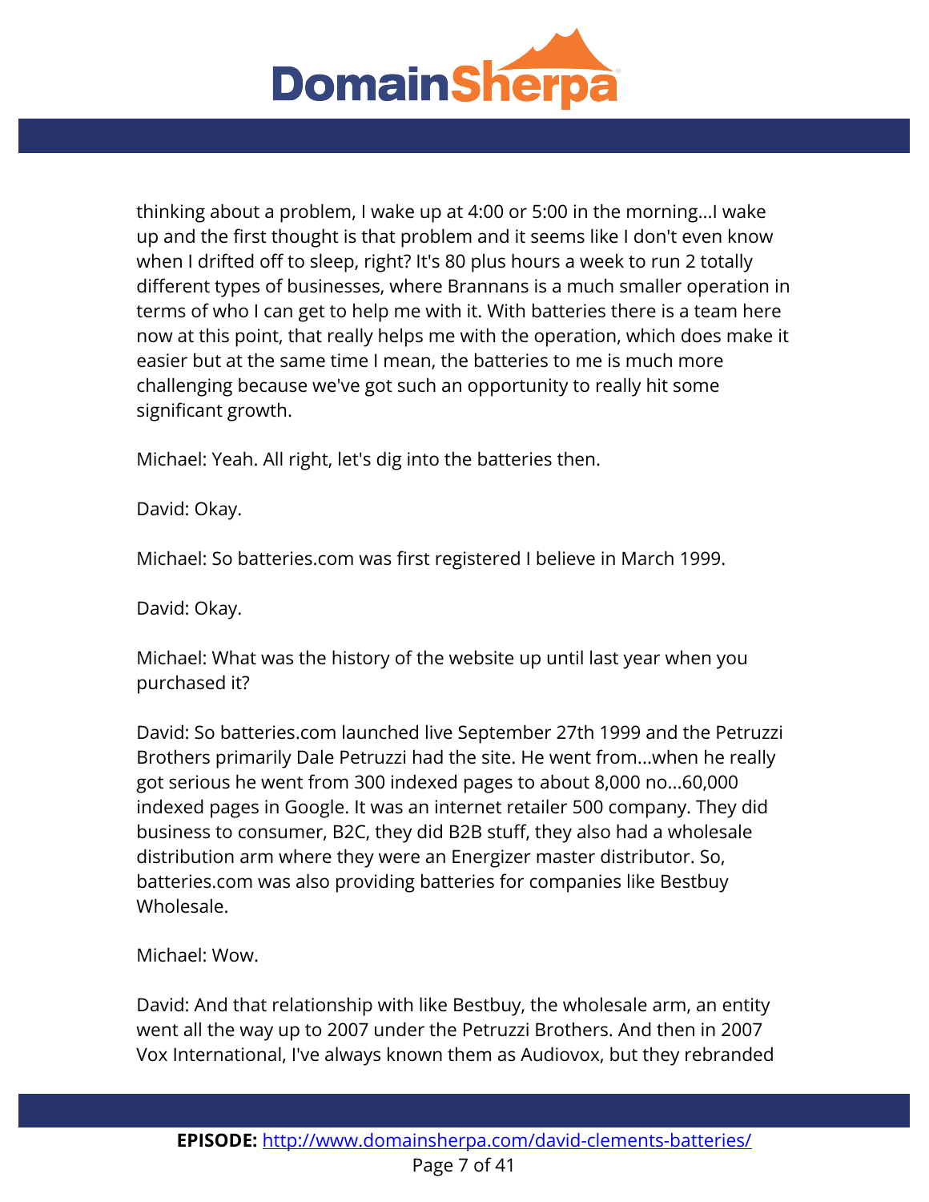thinking about a problem, I wake up at 4:00 or 5:00 in the morning…I wake up and the first thought is that problem and it seems like I don't even know when I drifted off to sleep, right? It's 80 plus hours a week to run 2 totally different types of businesses, where Brannans is a much smaller operation in terms of who I can get to help me with it. With batteries there is a team here now at this point, that really helps me with the operation, which does make it easier but at the same time I mean, the batteries to me is much more challenging because we've got such an opportunity to really hit some significant growth.

Michael: Yeah. All right, let's dig into the batteries then.

David: Okay.

Michael: So batteries.com was first registered I believe in March 1999.

David: Okay.

Michael: What was the history of the website up until last year when you purchased it?

David: So batteries.com launched live September 27th 1999 and the Petruzzi Brothers primarily Dale Petruzzi had the site. He went from…when he really got serious he went from 300 indexed pages to about 8,000 no…60,000 indexed pages in Google. It was an internet retailer 500 company. They did business to consumer, B2C, they did B2B stuff, they also had a wholesale distribution arm where they were an Energizer master distributor. So, batteries.com was also providing batteries for companies like Bestbuy Wholesale.

Michael: Wow.

David: And that relationship with like Bestbuy, the wholesale arm, an entity went all the way up to 2007 under the Petruzzi Brothers. And then in 2007 Vox International, I've always known them as Audiovox, but they rebranded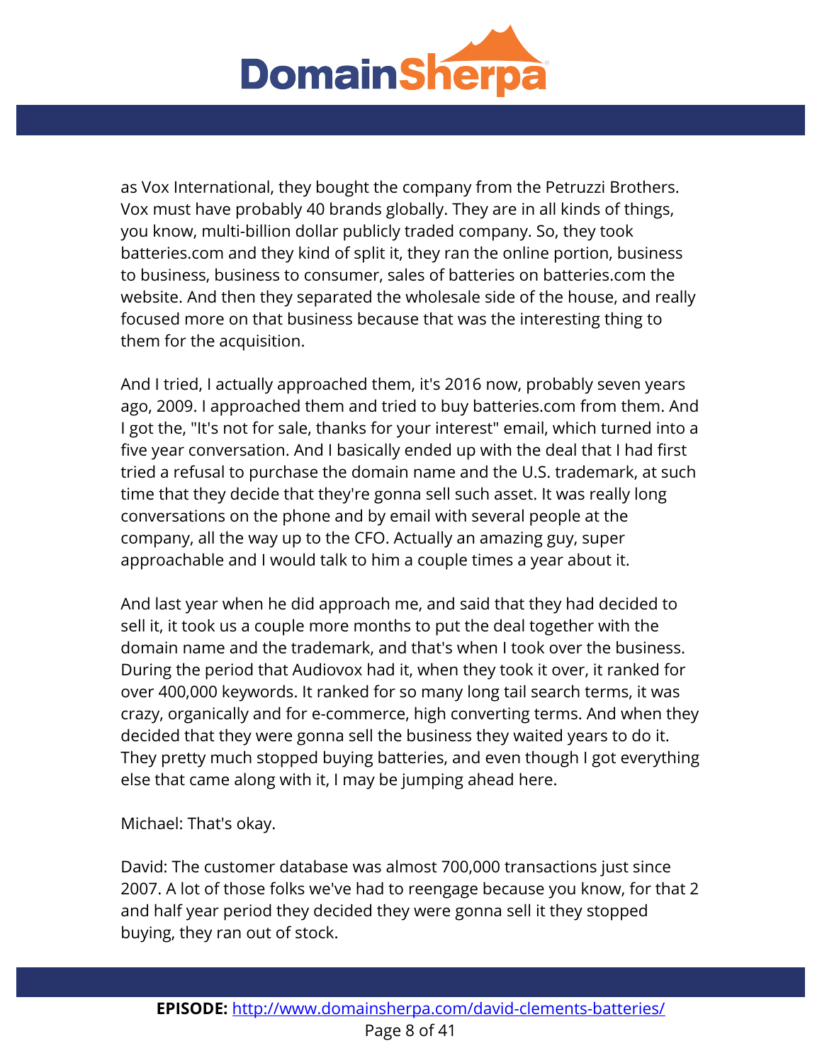as Vox International, they bought the company from the Petruzzi Brothers. Vox must have probably 40 brands globally. They are in all kinds of things, you know, multi-billion dollar publicly traded company. So, they took batteries.com and they kind of split it, they ran the online portion, business to business, business to consumer, sales of batteries on batteries.com the website. And then they separated the wholesale side of the house, and really focused more on that business because that was the interesting thing to them for the acquisition.

And I tried, I actually approached them, it's 2016 now, probably seven years ago, 2009. I approached them and tried to buy batteries.com from them. And I got the, "It's not for sale, thanks for your interest" email, which turned into a five year conversation. And I basically ended up with the deal that I had first tried a refusal to purchase the domain name and the U.S. trademark, at such time that they decide that they're gonna sell such asset. It was really long conversations on the phone and by email with several people at the company, all the way up to the CFO. Actually an amazing guy, super approachable and I would talk to him a couple times a year about it.

And last year when he did approach me, and said that they had decided to sell it, it took us a couple more months to put the deal together with the domain name and the trademark, and that's when I took over the business. During the period that Audiovox had it, when they took it over, it ranked for over 400,000 keywords. It ranked for so many long tail search terms, it was crazy, organically and for e-commerce, high converting terms. And when they decided that they were gonna sell the business they waited years to do it. They pretty much stopped buying batteries, and even though I got everything else that came along with it, I may be jumping ahead here.

Michael: That's okay.

David: The customer database was almost 700,000 transactions just since 2007. A lot of those folks we've had to reengage because you know, for that 2 and half year period they decided they were gonna sell it they stopped buying, they ran out of stock.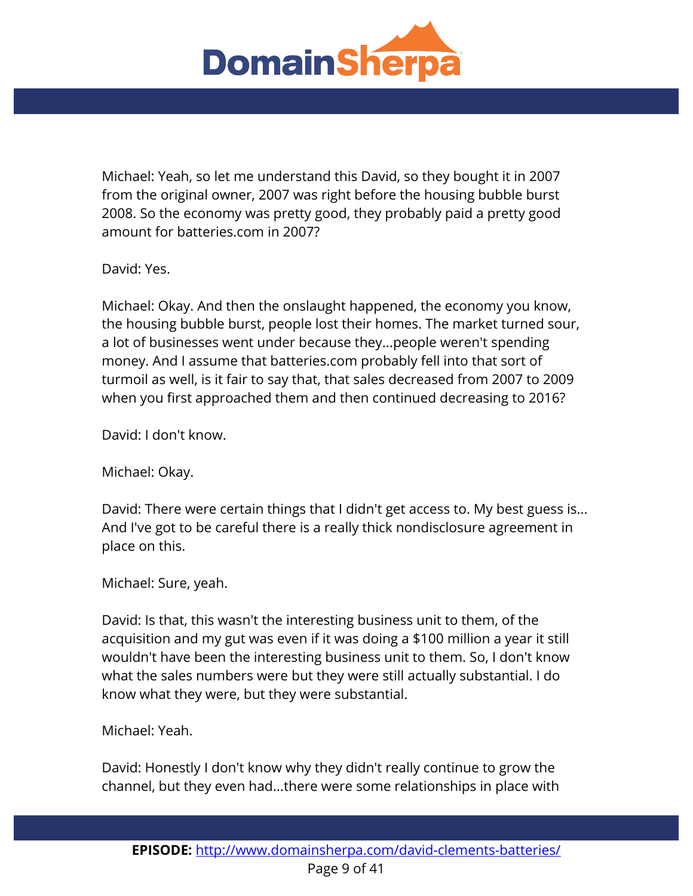Michael: Yeah, so let me understand this David, so they bought it in 2007 from the original owner, 2007 was right before the housing bubble burst 2008. So the economy was pretty good, they probably paid a pretty good amount for batteries.com in 2007?

David: Yes.

Michael: Okay. And then the onslaught happened, the economy you know, the housing bubble burst, people lost their homes. The market turned sour, a lot of businesses went under because they...people weren't spending money. And I assume that batteries.com probably fell into that sort of turmoil as well, is it fair to say that, that sales decreased from 2007 to 2009 when you first approached them and then continued decreasing to 2016?

David: I don't know.

Michael: Okay.

David: There were certain things that I didn't get access to. My best guess is... And I've got to be careful there is a really thick nondisclosure agreement in place on this.

Michael: Sure, yeah.

David: Is that, this wasn't the interesting business unit to them, of the acquisition and my gut was even if it was doing a $100 million a year it still wouldn't have been the interesting business unit to them. So, I don't know what the sales numbers were but they were still actually substantial. I do know what they were, but they were substantial.

Michael: Yeah.

David: Honestly I don't know why they didn't really continue to grow the channel, but they even had...there were some relationships in place with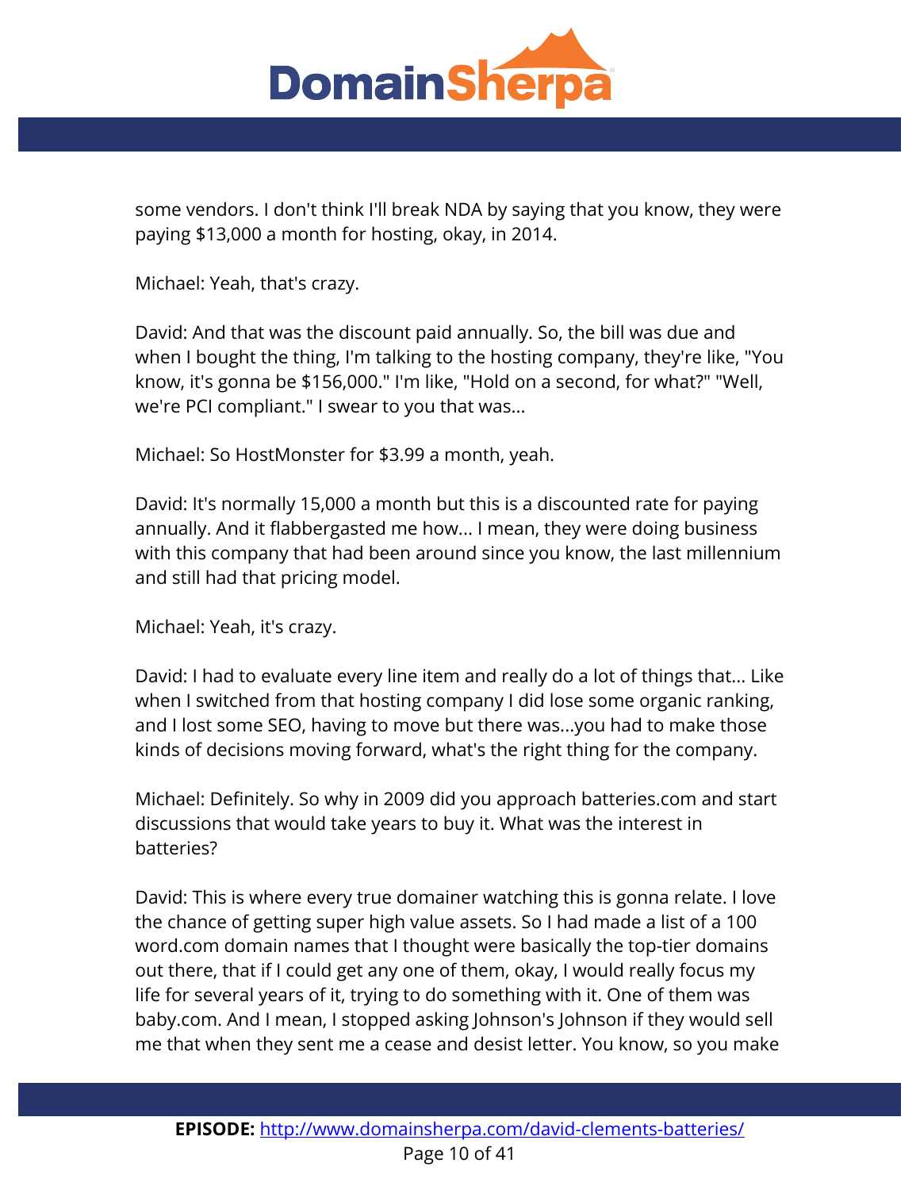some vendors. I don't think I'll break NDA by saying that you know, they were paying $13,000 a month for hosting, okay, in 2014.

Michael: Yeah, that's crazy.

David: And that was the discount paid annually. So, the bill was due and when I bought the thing, I'm talking to the hosting company, they're like, "You know, it's gonna be $156,000." I'm like, "Hold on a second, for what?" "Well, we're PCI compliant." I swear to you that was...

Michael: So HostMonster for $3.99 a month, yeah.

David: It's normally 15,000 a month but this is a discounted rate for paying annually. And it flabbergasted me how... I mean, they were doing business with this company that had been around since you know, the last millennium and still had that pricing model.

Michael: Yeah, it's crazy.

David: I had to evaluate every line item and really do a lot of things that... Like when I switched from that hosting company I did lose some organic ranking, and I lost some SEO, having to move but there was...you had to make those kinds of decisions moving forward, what's the right thing for the company.

Michael: Definitely. So why in 2009 did you approach batteries.com and start discussions that would take years to buy it. What was the interest in batteries?

David: This is where every true domainer watching this is gonna relate. I love the chance of getting super high value assets. So I had made a list of a 100 word.com domain names that I thought were basically the top-tier domains out there, that if I could get any one of them, okay, I would really focus my life for several years of it, trying to do something with it. One of them was baby.com. And I mean, I stopped asking Johnson's Johnson if they would sell me that when they sent me a cease and desist letter. You know, so you make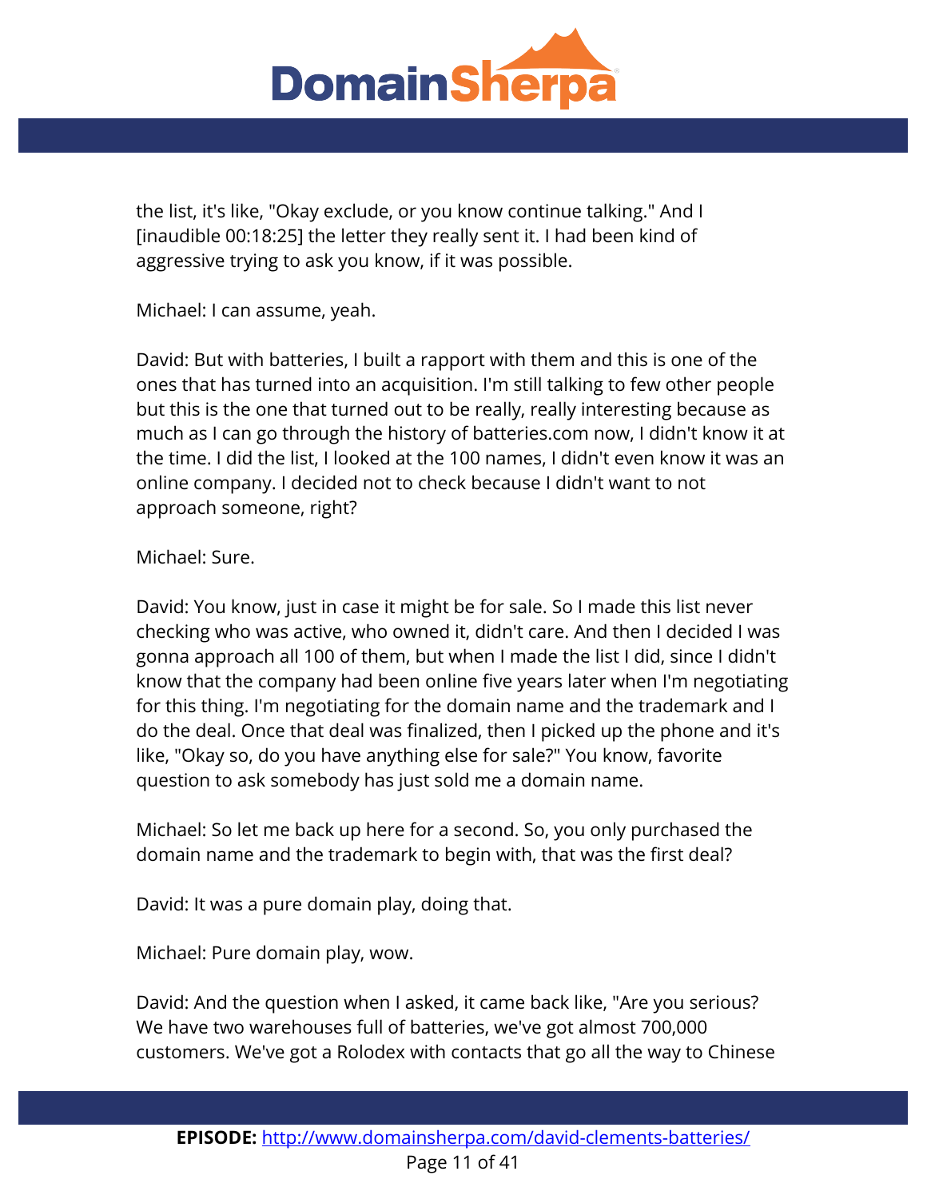the list, it's like, "Okay exclude, or you know continue talking." And I [inaudible 00:18:25] the letter they really sent it. I had been kind of aggressive trying to ask you know, if it was possible.

Michael: I can assume, yeah.

David: But with batteries, I built a rapport with them and this is one of the ones that has turned into an acquisition. I'm still talking to few other people but this is the one that turned out to be really, really interesting because as much as I can go through the history of batteries.com now, I didn't know it at the time. I did the list, I looked at the 100 names, I didn't even know it was an online company. I decided not to check because I didn't want to not approach someone, right?

Michael: Sure.

David: You know, just in case it might be for sale. So I made this list never checking who was active, who owned it, didn't care. And then I decided I was gonna approach all 100 of them, but when I made the list I did, since I didn't know that the company had been online five years later when I'm negotiating for this thing. I'm negotiating for the domain name and the trademark and I do the deal. Once that deal was finalized, then I picked up the phone and it's like, "Okay so, do you have anything else for sale?" You know, favorite question to ask somebody has just sold me a domain name.

Michael: So let me back up here for a second. So, you only purchased the domain name and the trademark to begin with, that was the first deal?

David: It was a pure domain play, doing that.

Michael: Pure domain play, wow.

David: And the question when I asked, it came back like, "Are you serious? We have two warehouses full of batteries, we've got almost 700,000 customers. We've got a Rolodex with contacts that go all the way to Chinese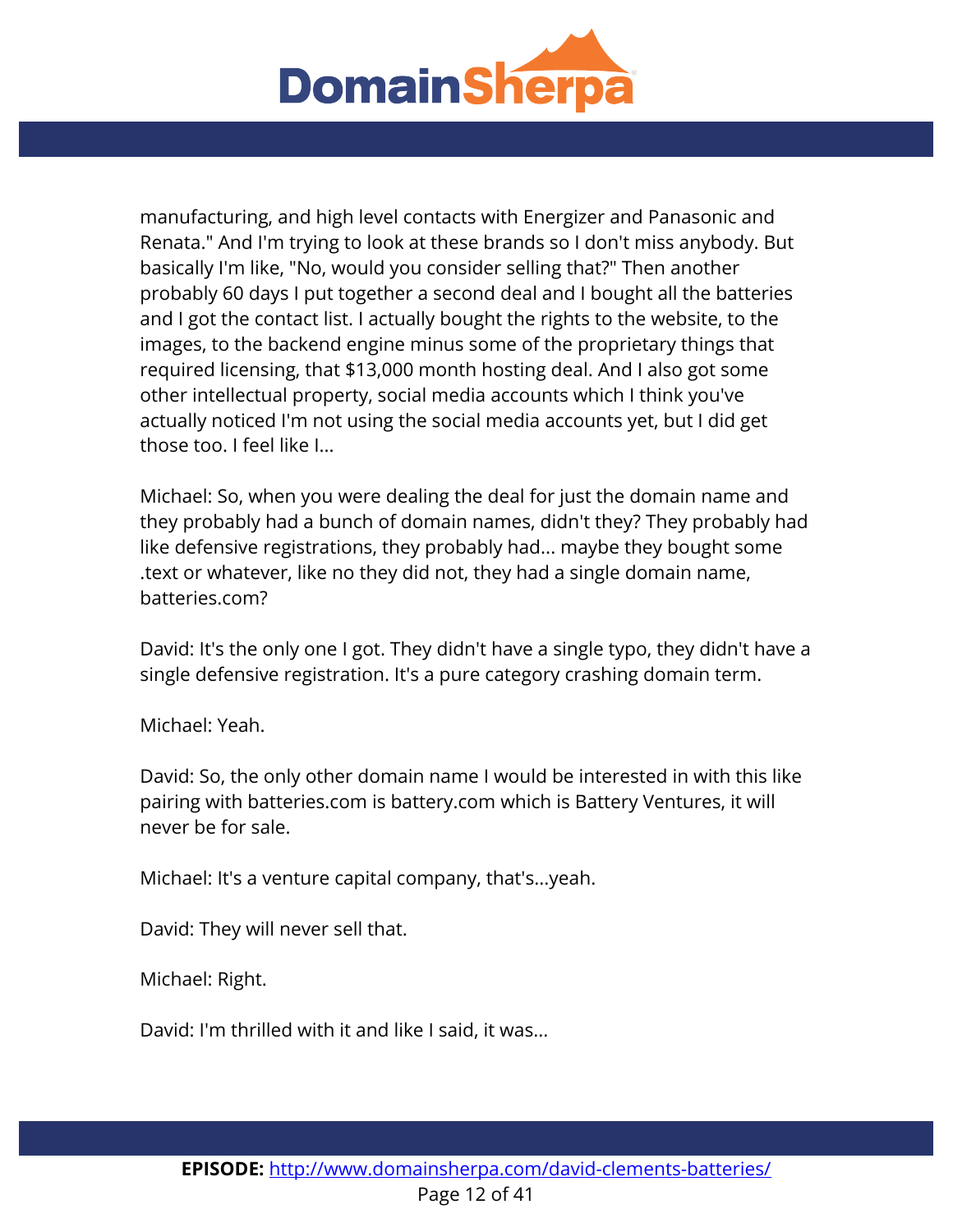manufacturing, and high level contacts with Energizer and Panasonic and Renata." And I'm trying to look at these brands so I don't miss anybody. But basically I'm like, "No, would you consider selling that?" Then another probably 60 days I put together a second deal and I bought all the batteries and I got the contact list. I actually bought the rights to the website, to the images, to the backend engine minus some of the proprietary things that required licensing, that $13,000 month hosting deal. And I also got some other intellectual property, social media accounts which I think you've actually noticed I'm not using the social media accounts yet, but I did get those too. I feel like I...

Michael: So, when you were dealing the deal for just the domain name and they probably had a bunch of domain names, didn't they? They probably had like defensive registrations, they probably had... maybe they bought some .text or whatever, like no they did not, they had a single domain name, batteries.com?

David: It's the only one I got. They didn't have a single typo, they didn't have a single defensive registration. It's a pure category crashing domain term.

Michael: Yeah.

David: So, the only other domain name I would be interested in with this like pairing with batteries.com is battery.com which is Battery Ventures, it will never be for sale.

Michael: It's a venture capital company, that's...yeah.

David: They will never sell that.

Michael: Right.

David: I'm thrilled with it and like I said, it was...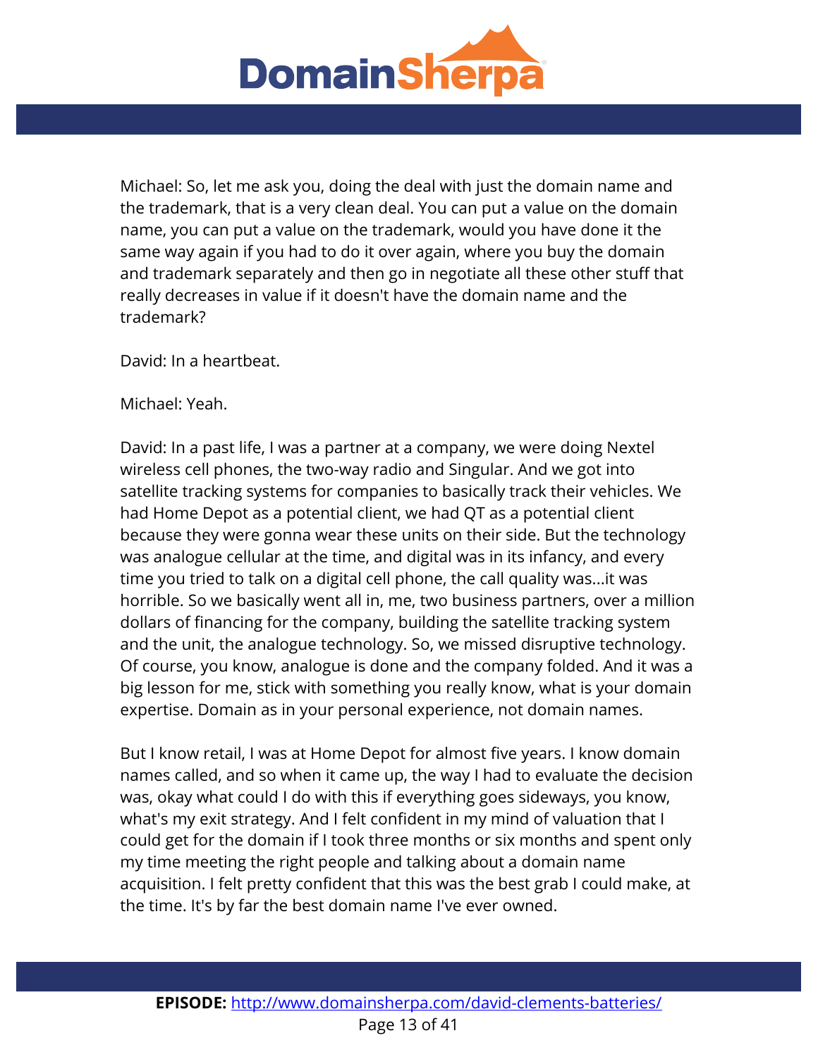Michael: So, let me ask you, doing the deal with just the domain name and the trademark, that is a very clean deal. You can put a value on the domain name, you can put a value on the trademark, would you have done it the same way again if you had to do it over again, where you buy the domain and trademark separately and then go in negotiate all these other stuff that really decreases in value if it doesn't have the domain name and the trademark?

David: In a heartbeat.

Michael: Yeah.

David: In a past life, I was a partner at a company, we were doing Nextel wireless cell phones, the two-way radio and Singular. And we got into satellite tracking systems for companies to basically track their vehicles. We had Home Depot as a potential client, we had QT as a potential client because they were gonna wear these units on their side. But the technology was analogue cellular at the time, and digital was in its infancy, and every time you tried to talk on a digital cell phone, the call quality was...it was horrible. So we basically went all in, me, two business partners, over a million dollars of financing for the company, building the satellite tracking system and the unit, the analogue technology. So, we missed disruptive technology. Of course, you know, analogue is done and the company folded. And it was a big lesson for me, stick with something you really know, what is your domain expertise. Domain as in your personal experience, not domain names.

But I know retail, I was at Home Depot for almost five years. I know domain names called, and so when it came up, the way I had to evaluate the decision was, okay what could I do with this if everything goes sideways, you know, what's my exit strategy. And I felt confident in my mind of valuation that I could get for the domain if I took three months or six months and spent only my time meeting the right people and talking about a domain name acquisition. I felt pretty confident that this was the best grab I could make, at the time. It's by far the best domain name I've ever owned.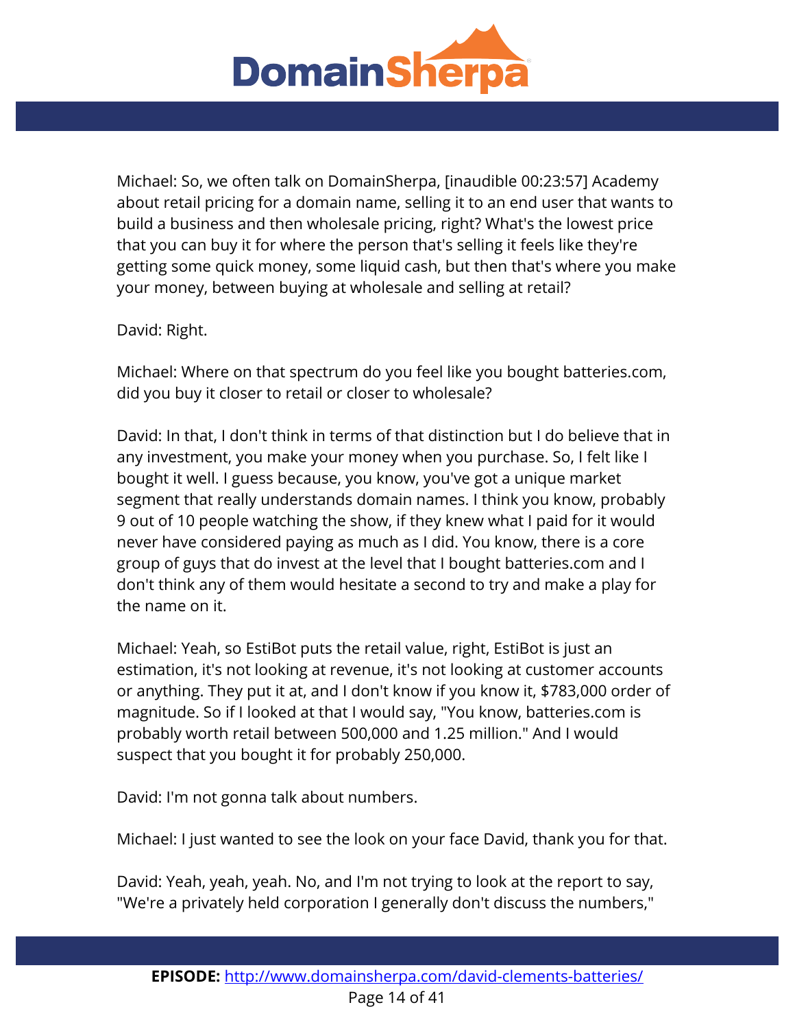Michael: So, we often talk on DomainSherpa, [inaudible 00:23:57] Academy about retail pricing for a domain name, selling it to an end user that wants to build a business and then wholesale pricing, right? What's the lowest price that you can buy it for where the person that's selling it feels like they're getting some quick money, some liquid cash, but then that's where you make your money, between buying at wholesale and selling at retail?

David: Right.

Michael: Where on that spectrum do you feel like you bought batteries.com, did you buy it closer to retail or closer to wholesale?

David: In that, I don't think in terms of that distinction but I do believe that in any investment, you make your money when you purchase. So, I felt like I bought it well. I guess because, you know, you've got a unique market segment that really understands domain names. I think you know, probably 9 out of 10 people watching the show, if they knew what I paid for it would never have considered paying as much as I did. You know, there is a core group of guys that do invest at the level that I bought batteries.com and I don't think any of them would hesitate a second to try and make a play for the name on it.

Michael: Yeah, so EstiBot puts the retail value, right, EstiBot is just an estimation, it's not looking at revenue, it's not looking at customer accounts or anything. They put it at, and I don't know if you know it, $783,000 order of magnitude. So if I looked at that I would say, "You know, batteries.com is probably worth retail between 500,000 and 1.25 million." And I would suspect that you bought it for probably 250,000.

David: I'm not gonna talk about numbers.

Michael: I just wanted to see the look on your face David, thank you for that.

David: Yeah, yeah, yeah. No, and I'm not trying to look at the report to say, "We're a privately held corporation I generally don't discuss the numbers,"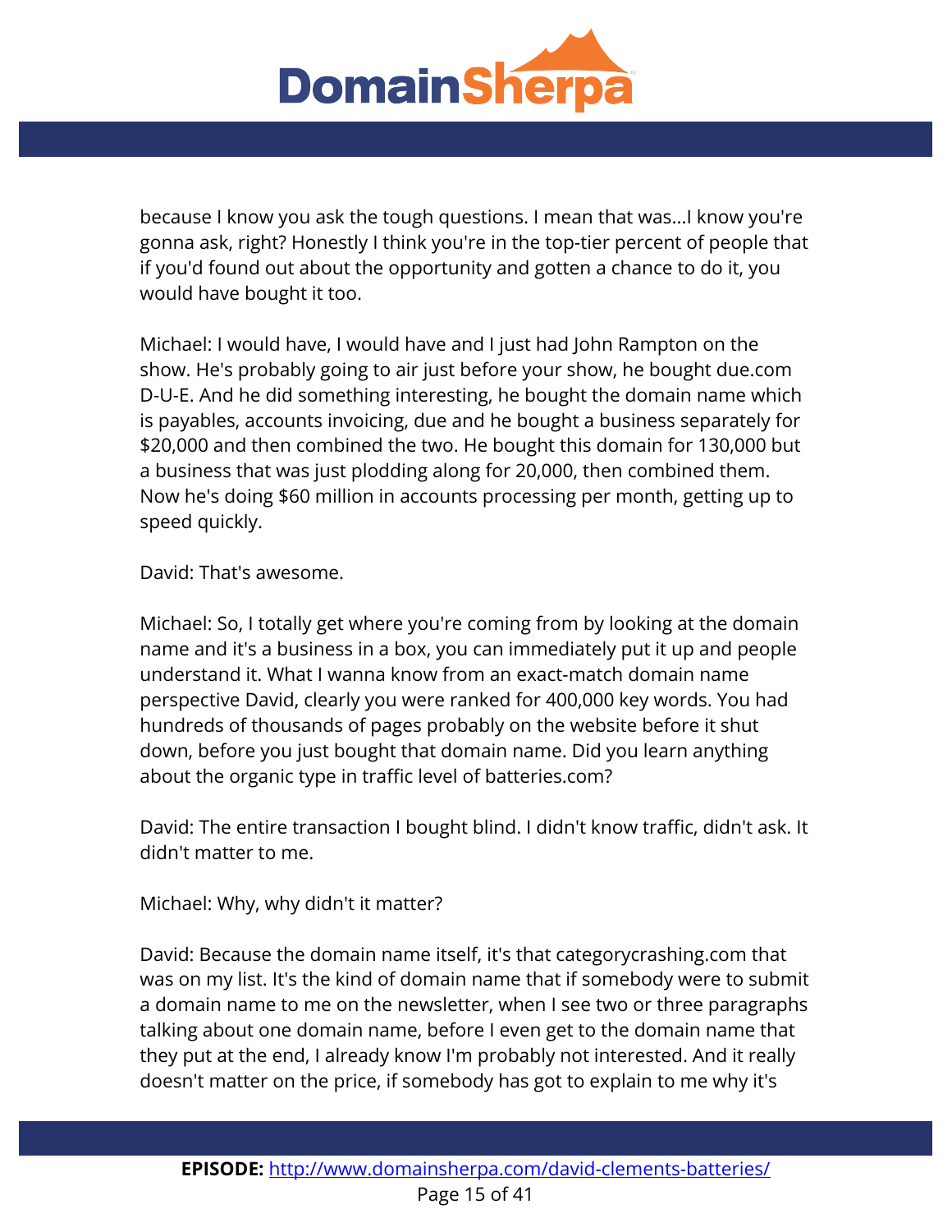because I know you ask the tough questions. I mean that was...I know you're gonna ask, right? Honestly I think you're in the top-tier percent of people that if you'd found out about the opportunity and gotten a chance to do it, you would have bought it too.

Michael: I would have, I would have and I just had John Rampton on the show. He's probably going to air just before your show, he bought due.com D-U-E. And he did something interesting, he bought the domain name which is payables, accounts invoicing, due and he bought a business separately for $20,000 and then combined the two. He bought this domain for 130,000 but a business that was just plodding along for 20,000, then combined them. Now he's doing $60 million in accounts processing per month, getting up to speed quickly.

David: That's awesome.

Michael: So, I totally get where you're coming from by looking at the domain name and it's a business in a box, you can immediately put it up and people understand it. What I wanna know from an exact-match domain name perspective David, clearly you were ranked for 400,000 key words. You had hundreds of thousands of pages probably on the website before it shut down, before you just bought that domain name. Did you learn anything about the organic type in traffic level of batteries.com?

David: The entire transaction I bought blind. I didn't know traffic, didn't ask. It didn't matter to me.

Michael: Why, why didn't it matter?

David: Because the domain name itself, it's that categorycrashing.com that was on my list. It's the kind of domain name that if somebody were to submit a domain name to me on the newsletter, when I see two or three paragraphs talking about one domain name, before I even get to the domain name that they put at the end, I already know I'm probably not interested. And it really doesn't matter on the price, if somebody has got to explain to me why it's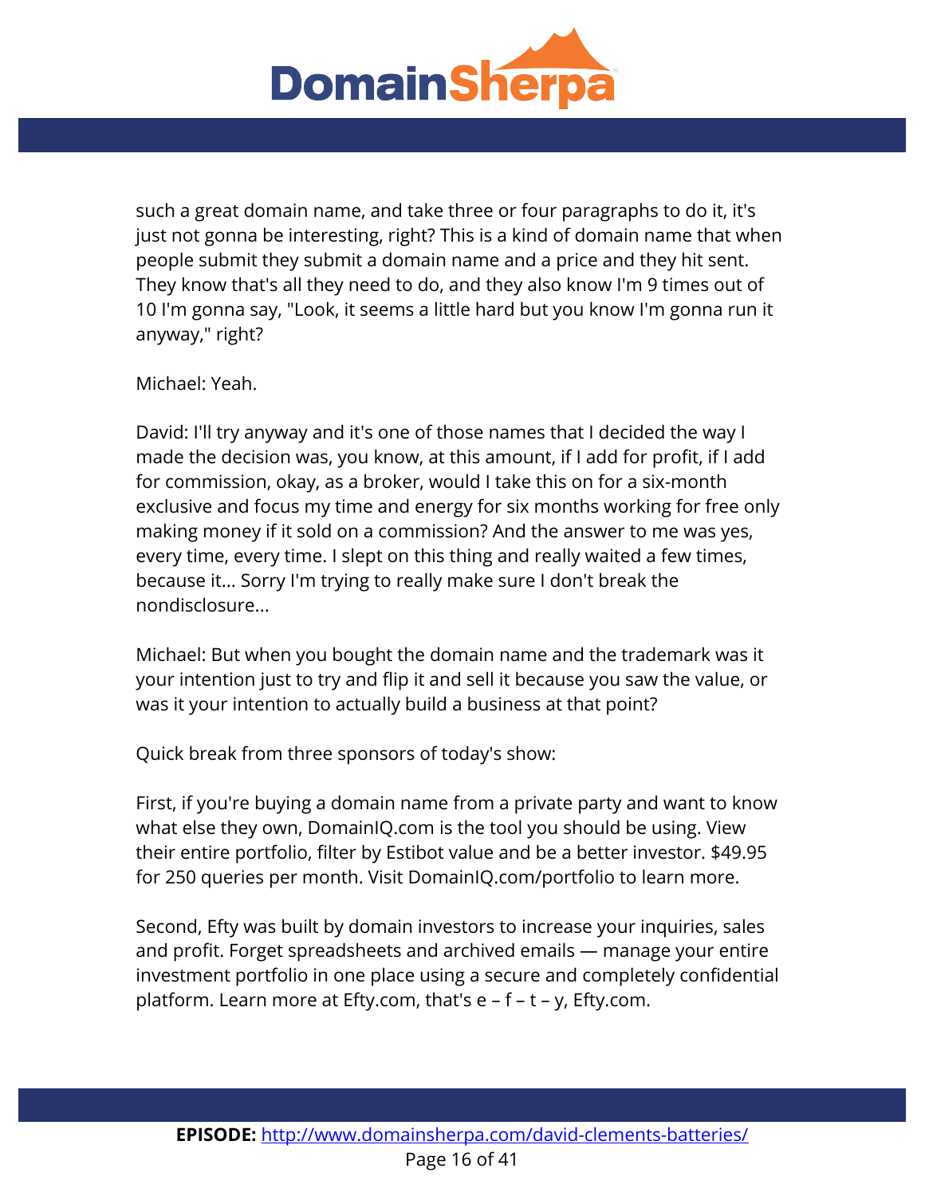such a great domain name, and take three or four paragraphs to do it, it's just not gonna be interesting, right? This is a kind of domain name that when people submit they submit a domain name and a price and they hit sent. They know that's all they need to do, and they also know I'm 9 times out of 10 I'm gonna say, "Look, it seems a little hard but you know I'm gonna run it anyway," right?

Michael: Yeah.

David: I'll try anyway and it's one of those names that I decided the way I made the decision was, you know, at this amount, if I add for profit, if I add for commission, okay, as a broker, would I take this on for a six-month exclusive and focus my time and energy for six months working for free only making money if it sold on a commission? And the answer to me was yes, every time, every time. I slept on this thing and really waited a few times, because it... Sorry I'm trying to really make sure I don't break the nondisclosure...

Michael: But when you bought the domain name and the trademark was it your intention just to try and flip it and sell it because you saw the value, or was it your intention to actually build a business at that point?

Quick break from three sponsors of today's show:

First, if you're buying a domain name from a private party and want to know what else they own, DomainIQ.com is the tool you should be using. View their entire portfolio, filter by Estibot value and be a better investor. $49.95 for 250 queries per month. Visit DomainIQ.com/portfolio to learn more.

Second, Efty was built by domain investors to increase your inquiries, sales and profit. Forget spreadsheets and archived emails — manage your entire investment portfolio in one place using a secure and completely confidential platform. Learn more at Efty.com, that's e – f – t – y, Efty.com.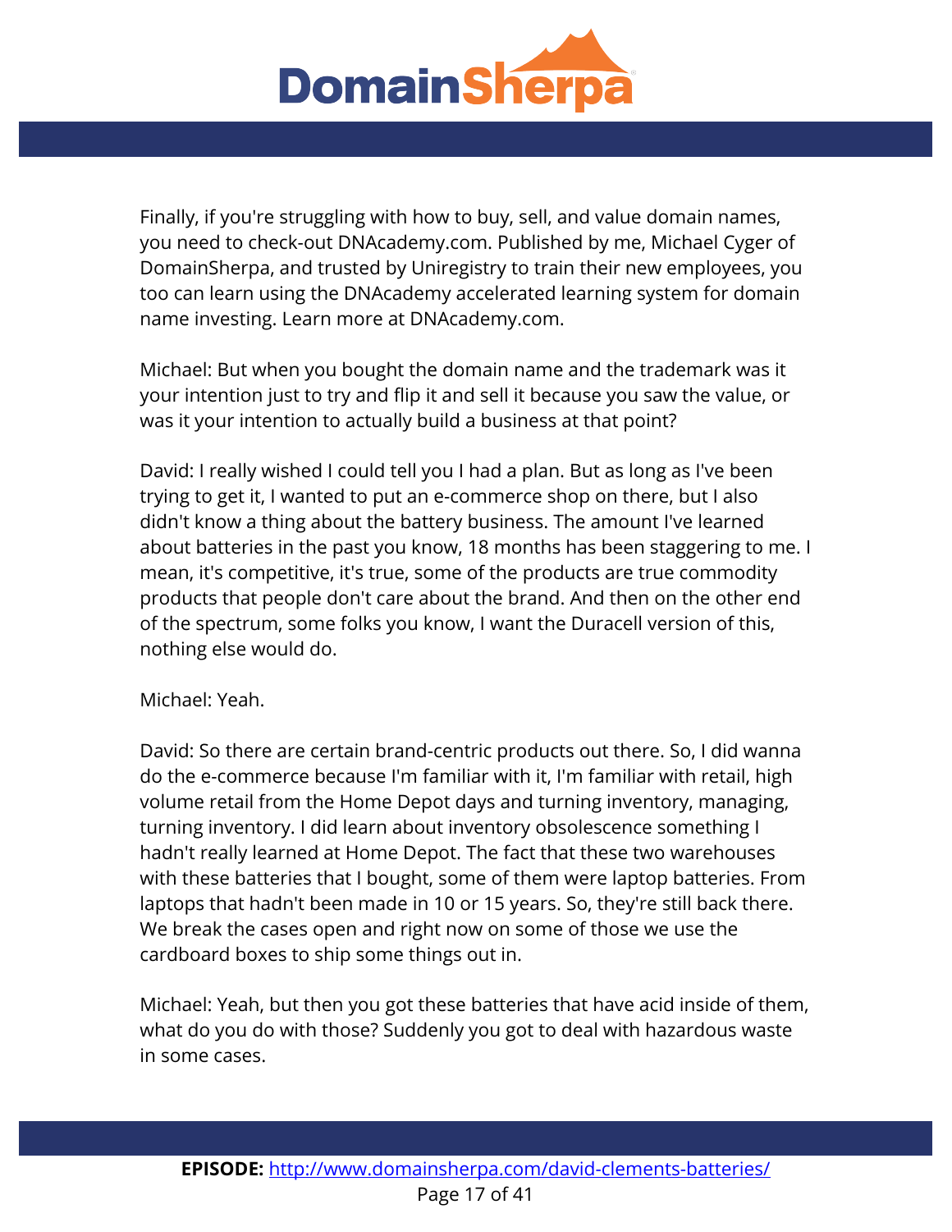Finally, if you're struggling with how to buy, sell, and value domain names, you need to check-out DNAcademy.com. Published by me, Michael Cyger of DomainSherpa, and trusted by Uniregistry to train their new employees, you too can learn using the DNAcademy accelerated learning system for domain name investing. Learn more at DNAcademy.com.

Michael: But when you bought the domain name and the trademark was it your intention just to try and flip it and sell it because you saw the value, or was it your intention to actually build a business at that point?

David: I really wished I could tell you I had a plan. But as long as I've been trying to get it, I wanted to put an e-commerce shop on there, but I also didn't know a thing about the battery business. The amount I've learned about batteries in the past you know, 18 months has been staggering to me. I mean, it's competitive, it's true, some of the products are true commodity products that people don't care about the brand. And then on the other end of the spectrum, some folks you know, I want the Duracell version of this, nothing else would do.

Michael: Yeah.

David: So there are certain brand-centric products out there. So, I did wanna do the e-commerce because I'm familiar with it, I'm familiar with retail, high volume retail from the Home Depot days and turning inventory, managing, turning inventory. I did learn about inventory obsolescence something I hadn't really learned at Home Depot. The fact that these two warehouses with these batteries that I bought, some of them were laptop batteries. From laptops that hadn't been made in 10 or 15 years. So, they're still back there. We break the cases open and right now on some of those we use the cardboard boxes to ship some things out in.

Michael: Yeah, but then you got these batteries that have acid inside of them, what do you do with those? Suddenly you got to deal with hazardous waste in some cases.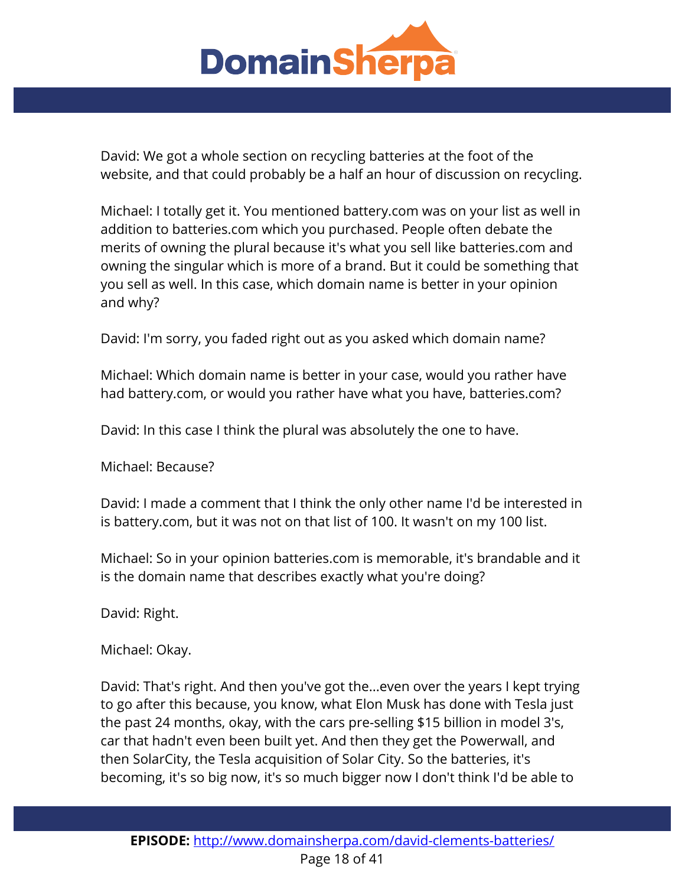David: We got a whole section on recycling batteries at the foot of the website, and that could probably be a half an hour of discussion on recycling.

Michael: I totally get it. You mentioned battery.com was on your list as well in addition to batteries.com which you purchased. People often debate the merits of owning the plural because it's what you sell like batteries.com and owning the singular which is more of a brand. But it could be something that you sell as well. In this case, which domain name is better in your opinion and why?

David: I'm sorry, you faded right out as you asked which domain name?

Michael: Which domain name is better in your case, would you rather have had battery.com, or would you rather have what you have, batteries.com?

David: In this case I think the plural was absolutely the one to have.

Michael: Because?

David: I made a comment that I think the only other name I'd be interested in is battery.com, but it was not on that list of 100. It wasn't on my 100 list.

Michael: So in your opinion batteries.com is memorable, it's brandable and it is the domain name that describes exactly what you're doing?

David: Right.

Michael: Okay.

David: That's right. And then you've got the...even over the years I kept trying to go after this because, you know, what Elon Musk has done with Tesla just the past 24 months, okay, with the cars pre-selling $15 billion in model 3's, car that hadn't even been built yet. And then they get the Powerwall, and then SolarCity, the Tesla acquisition of Solar City. So the batteries, it's becoming, it's so big now, it's so much bigger now I don't think I'd be able to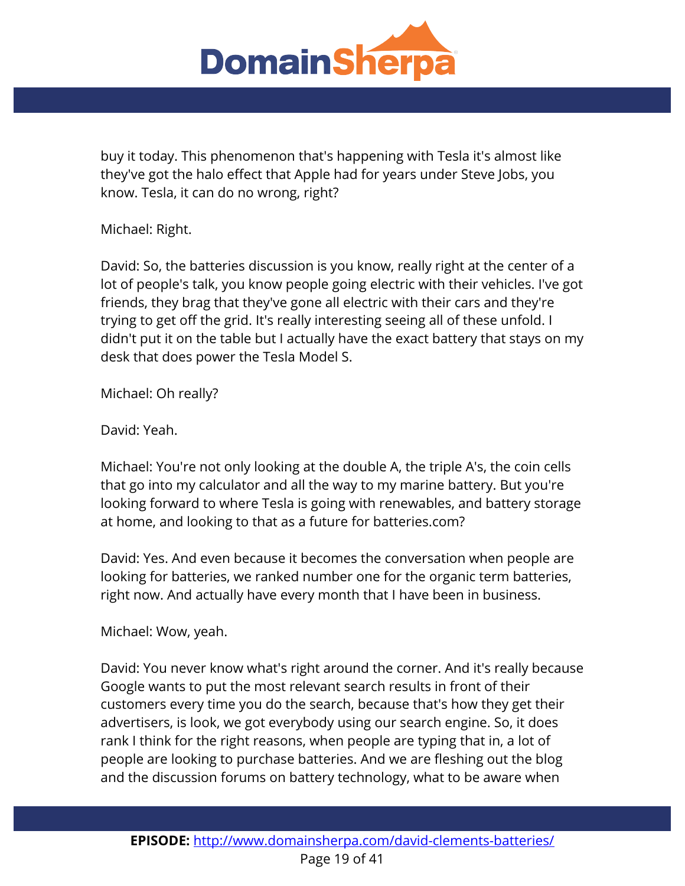buy it today. This phenomenon that's happening with Tesla it's almost like they've got the halo effect that Apple had for years under Steve Jobs, you know. Tesla, it can do no wrong, right?

Michael: Right.

David: So, the batteries discussion is you know, really right at the center of a lot of people's talk, you know people going electric with their vehicles. I've got friends, they brag that they've gone all electric with their cars and they're trying to get off the grid. It's really interesting seeing all of these unfold. I didn't put it on the table but I actually have the exact battery that stays on my desk that does power the Tesla Model S.

Michael: Oh really?

David: Yeah.

Michael: You're not only looking at the double A, the triple A's, the coin cells that go into my calculator and all the way to my marine battery. But you're looking forward to where Tesla is going with renewables, and battery storage at home, and looking to that as a future for batteries.com?

David: Yes. And even because it becomes the conversation when people are looking for batteries, we ranked number one for the organic term batteries, right now. And actually have every month that I have been in business.

Michael: Wow, yeah.

David: You never know what's right around the corner. And it's really because Google wants to put the most relevant search results in front of their customers every time you do the search, because that's how they get their advertisers, is look, we got everybody using our search engine. So, it does rank I think for the right reasons, when people are typing that in, a lot of people are looking to purchase batteries. And we are fleshing out the blog and the discussion forums on battery technology, what to be aware when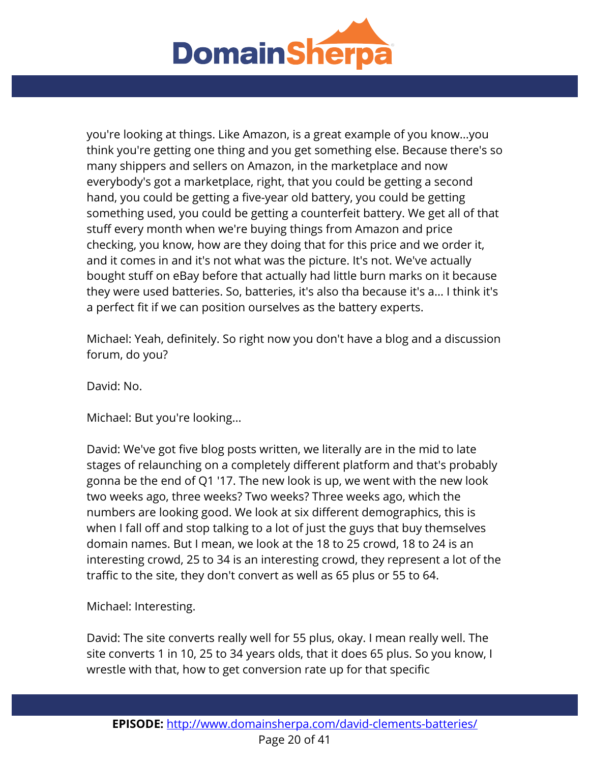you're looking at things. Like Amazon, is a great example of you know...you think you're getting one thing and you get something else. Because there's so many shippers and sellers on Amazon, in the marketplace and now everybody's got a marketplace, right, that you could be getting a second hand, you could be getting a five-year old battery, you could be getting something used, you could be getting a counterfeit battery. We get all of that stuff every month when we're buying things from Amazon and price checking, you know, how are they doing that for this price and we order it, and it comes in and it's not what was the picture. It's not. We've actually bought stuff on eBay before that actually had little burn marks on it because they were used batteries. So, batteries, it's also tha because it's a... I think it's a perfect fit if we can position ourselves as the battery experts.

Michael: Yeah, definitely. So right now you don't have a blog and a discussion forum, do you?

David: No.

Michael: But you're looking...

David: We've got five blog posts written, we literally are in the mid to late stages of relaunching on a completely different platform and that's probably gonna be the end of Q1 '17. The new look is up, we went with the new look two weeks ago, three weeks? Two weeks? Three weeks ago, which the numbers are looking good. We look at six different demographics, this is when I fall off and stop talking to a lot of just the guys that buy themselves domain names. But I mean, we look at the 18 to 25 crowd, 18 to 24 is an interesting crowd, 25 to 34 is an interesting crowd, they represent a lot of the traffic to the site, they don't convert as well as 65 plus or 55 to 64.

Michael: Interesting.

David: The site converts really well for 55 plus, okay. I mean really well. The site converts 1 in 10, 25 to 34 years olds, that it does 65 plus. So you know, I wrestle with that, how to get conversion rate up for that specific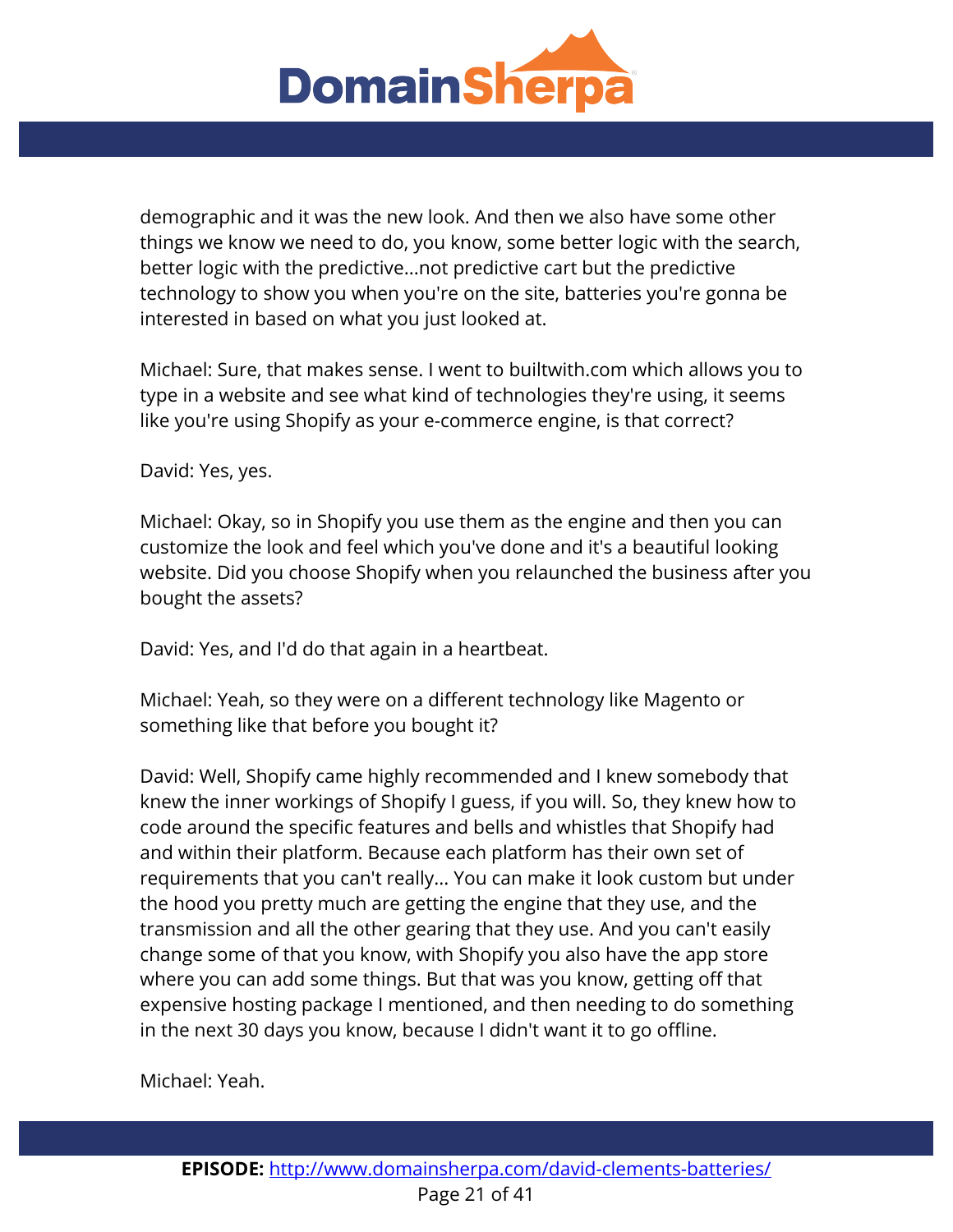demographic and it was the new look. And then we also have some other things we know we need to do, you know, some better logic with the search, better logic with the predictive...not predictive cart but the predictive technology to show you when you're on the site, batteries you're gonna be interested in based on what you just looked at.

Michael: Sure, that makes sense. I went to builtwith.com which allows you to type in a website and see what kind of technologies they're using, it seems like you're using Shopify as your e-commerce engine, is that correct?

David: Yes, yes.

Michael: Okay, so in Shopify you use them as the engine and then you can customize the look and feel which you've done and it's a beautiful looking website. Did you choose Shopify when you relaunched the business after you bought the assets?

David: Yes, and I'd do that again in a heartbeat.

Michael: Yeah, so they were on a different technology like Magento or something like that before you bought it?

David: Well, Shopify came highly recommended and I knew somebody that knew the inner workings of Shopify I guess, if you will. So, they knew how to code around the specific features and bells and whistles that Shopify had and within their platform. Because each platform has their own set of requirements that you can't really... You can make it look custom but under the hood you pretty much are getting the engine that they use, and the transmission and all the other gearing that they use. And you can't easily change some of that you know, with Shopify you also have the app store where you can add some things. But that was you know, getting off that expensive hosting package I mentioned, and then needing to do something in the next 30 days you know, because I didn't want it to go offline.

Michael: Yeah.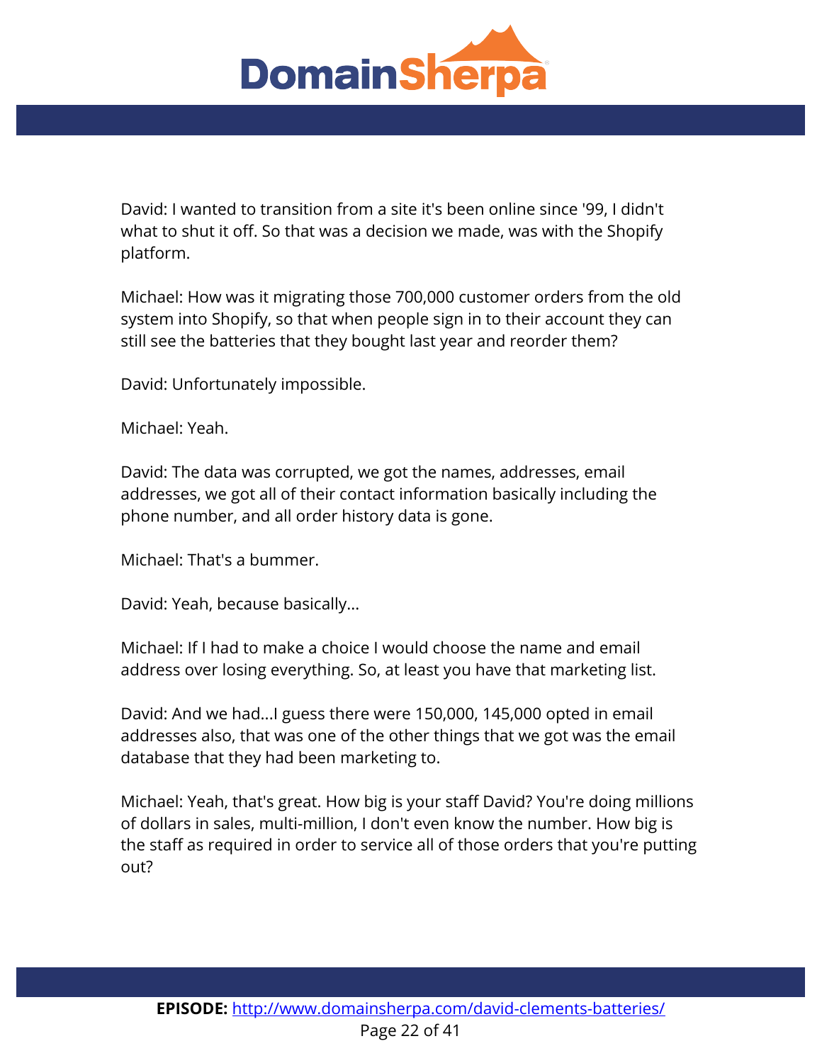David: I wanted to transition from a site it's been online since '99, I didn't what to shut it off. So that was a decision we made, was with the Shopify platform.

Michael: How was it migrating those 700,000 customer orders from the old system into Shopify, so that when people sign in to their account they can still see the batteries that they bought last year and reorder them?

David: Unfortunately impossible.

Michael: Yeah.

David: The data was corrupted, we got the names, addresses, email addresses, we got all of their contact information basically including the phone number, and all order history data is gone.

Michael: That's a bummer.

David: Yeah, because basically...

Michael: If I had to make a choice I would choose the name and email address over losing everything. So, at least you have that marketing list.

David: And we had...I guess there were 150,000, 145,000 opted in email addresses also, that was one of the other things that we got was the email database that they had been marketing to.

Michael: Yeah, that's great. How big is your staff David? You're doing millions of dollars in sales, multi-million, I don't even know the number. How big is the staff as required in order to service all of those orders that you're putting out?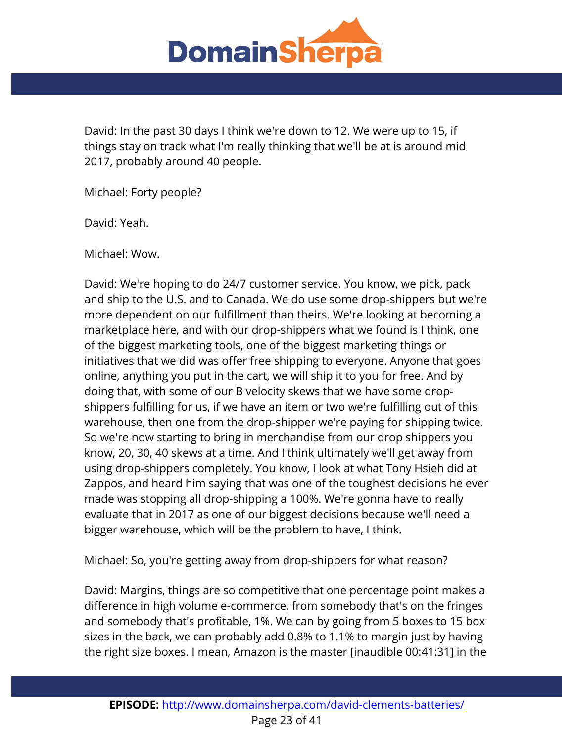David: In the past 30 days I think we're down to 12. We were up to 15, if things stay on track what I'm really thinking that we'll be at is around mid 2017, probably around 40 people.

Michael: Forty people?

David: Yeah.

Michael: Wow.

David: We're hoping to do 24/7 customer service. You know, we pick, pack and ship to the U.S. and to Canada. We do use some drop-shippers but we're more dependent on our fulfillment than theirs. We're looking at becoming a marketplace here, and with our drop-shippers what we found is I think, one of the biggest marketing tools, one of the biggest marketing things or initiatives that we did was offer free shipping to everyone. Anyone that goes online, anything you put in the cart, we will ship it to you for free. And by doing that, with some of our B velocity skews that we have some drop-shippers fulfilling for us, if we have an item or two we're fulfilling out of this warehouse, then one from the drop-shipper we're paying for shipping twice. So we're now starting to bring in merchandise from our drop shippers you know, 20, 30, 40 skews at a time. And I think ultimately we'll get away from using drop-shippers completely. You know, I look at what Tony Hsieh did at Zappos, and heard him saying that was one of the toughest decisions he ever made was stopping all drop-shipping a 100%. We're gonna have to really evaluate that in 2017 as one of our biggest decisions because we'll need a bigger warehouse, which will be the problem to have, I think.

Michael: So, you're getting away from drop-shippers for what reason?

David: Margins, things are so competitive that one percentage point makes a difference in high volume e-commerce, from somebody that's on the fringes and somebody that's profitable, 1%. We can by going from 5 boxes to 15 box sizes in the back, we can probably add 0.8% to 1.1% to margin just by having the right size boxes. I mean, Amazon is the master [inaudible 00:41:31] in the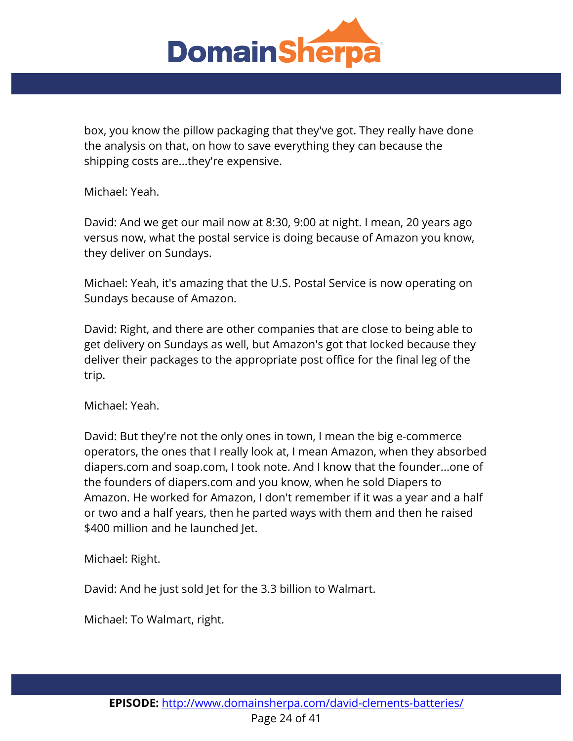box, you know the pillow packaging that they've got. They really have done the analysis on that, on how to save everything they can because the shipping costs are...they're expensive.

Michael: Yeah.

David: And we get our mail now at 8:30, 9:00 at night. I mean, 20 years ago versus now, what the postal service is doing because of Amazon you know, they deliver on Sundays.

Michael: Yeah, it's amazing that the U.S. Postal Service is now operating on Sundays because of Amazon.

David: Right, and there are other companies that are close to being able to get delivery on Sundays as well, but Amazon's got that locked because they deliver their packages to the appropriate post office for the final leg of the trip.

Michael: Yeah.

David: But they're not the only ones in town, I mean the big e-commerce operators, the ones that I really look at, I mean Amazon, when they absorbed diapers.com and soap.com, I took note. And I know that the founder...one of the founders of diapers.com and you know, when he sold Diapers to Amazon. He worked for Amazon, I don't remember if it was a year and a half or two and a half years, then he parted ways with them and then he raised $400 million and he launched Jet.

Michael: Right.

David: And he just sold Jet for the 3.3 billion to Walmart.

Michael: To Walmart, right.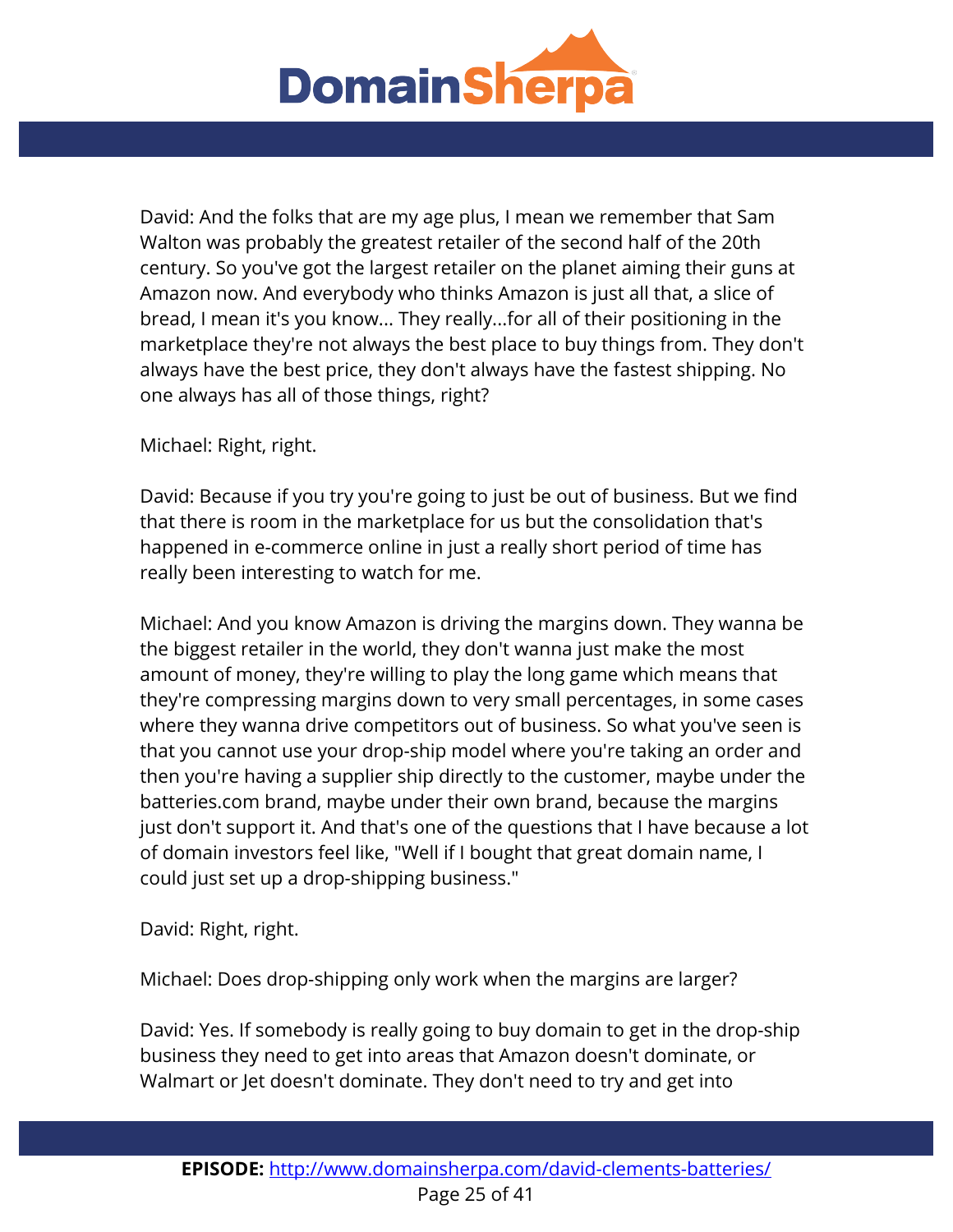David: And the folks that are my age plus, I mean we remember that Sam Walton was probably the greatest retailer of the second half of the 20th century. So you've got the largest retailer on the planet aiming their guns at Amazon now. And everybody who thinks Amazon is just all that, a slice of bread, I mean it's you know... They really...for all of their positioning in the marketplace they're not always the best place to buy things from. They don't always have the best price, they don't always have the fastest shipping. No one always has all of those things, right?

Michael: Right, right.

David: Because if you try you're going to just be out of business. But we find that there is room in the marketplace for us but the consolidation that's happened in e-commerce online in just a really short period of time has really been interesting to watch for me.

Michael: And you know Amazon is driving the margins down. They wanna be the biggest retailer in the world, they don't wanna just make the most amount of money, they're willing to play the long game which means that they're compressing margins down to very small percentages, in some cases where they wanna drive competitors out of business. So what you've seen is that you cannot use your drop-ship model where you're taking an order and then you're having a supplier ship directly to the customer, maybe under the batteries.com brand, maybe under their own brand, because the margins just don't support it. And that's one of the questions that I have because a lot of domain investors feel like, "Well if I bought that great domain name, I could just set up a drop-shipping business."

David: Right, right.

Michael: Does drop-shipping only work when the margins are larger?

David: Yes. If somebody is really going to buy domain to get in the drop-ship business they need to get into areas that Amazon doesn't dominate, or Walmart or Jet doesn't dominate. They don't need to try and get into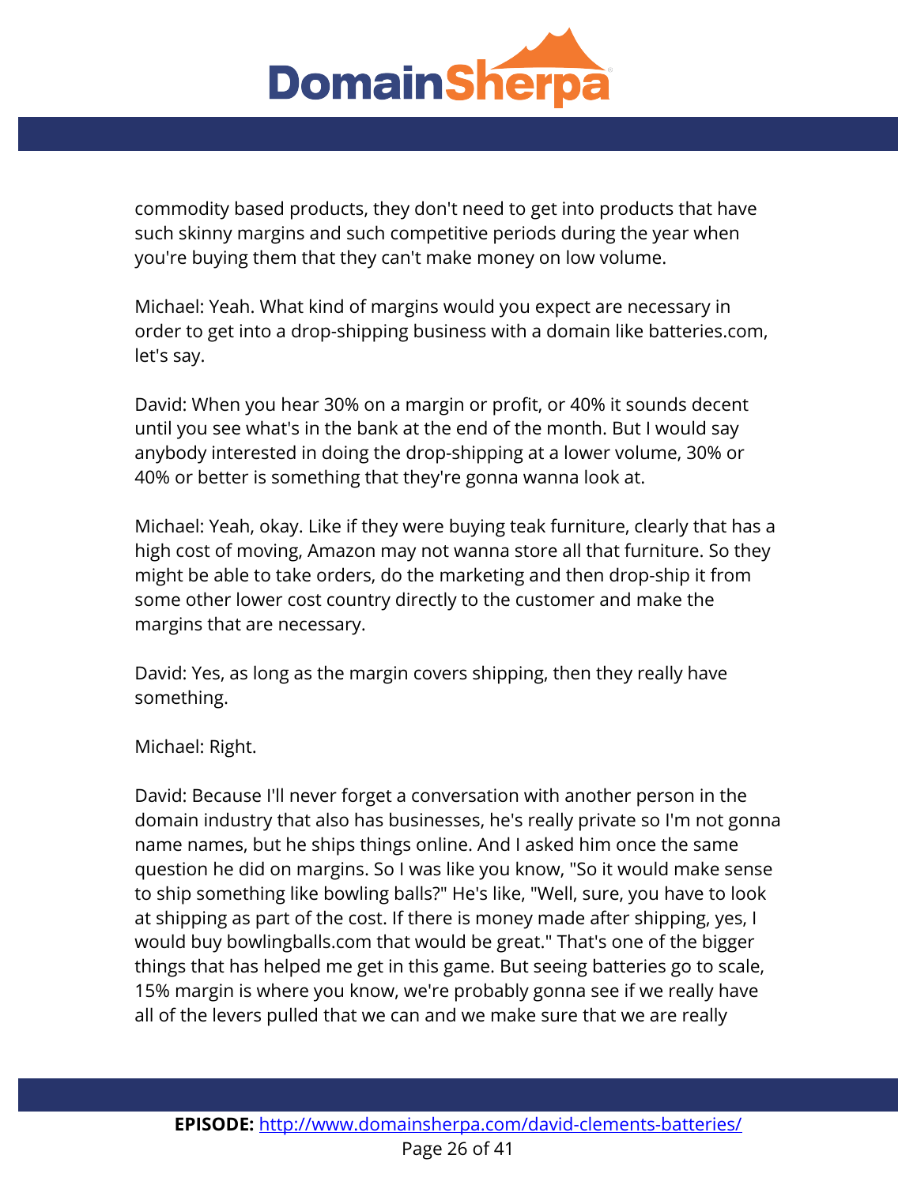commodity based products, they don't need to get into products that have such skinny margins and such competitive periods during the year when you're buying them that they can't make money on low volume.

Michael: Yeah. What kind of margins would you expect are necessary in order to get into a drop-shipping business with a domain like batteries.com, let's say.

David: When you hear 30% on a margin or profit, or 40% it sounds decent until you see what's in the bank at the end of the month. But I would say anybody interested in doing the drop-shipping at a lower volume, 30% or 40% or better is something that they're gonna wanna look at.

Michael: Yeah, okay. Like if they were buying teak furniture, clearly that has a high cost of moving, Amazon may not wanna store all that furniture. So they might be able to take orders, do the marketing and then drop-ship it from some other lower cost country directly to the customer and make the margins that are necessary.

David: Yes, as long as the margin covers shipping, then they really have something.

Michael: Right.

David: Because I'll never forget a conversation with another person in the domain industry that also has businesses, he's really private so I'm not gonna name names, but he ships things online. And I asked him once the same question he did on margins. So I was like you know, "So it would make sense to ship something like bowling balls?" He's like, "Well, sure, you have to look at shipping as part of the cost. If there is money made after shipping, yes, I would buy bowlingballs.com that would be great." That's one of the bigger things that has helped me get in this game. But seeing batteries go to scale, 15% margin is where you know, we're probably gonna see if we really have all of the levers pulled that we can and we make sure that we are really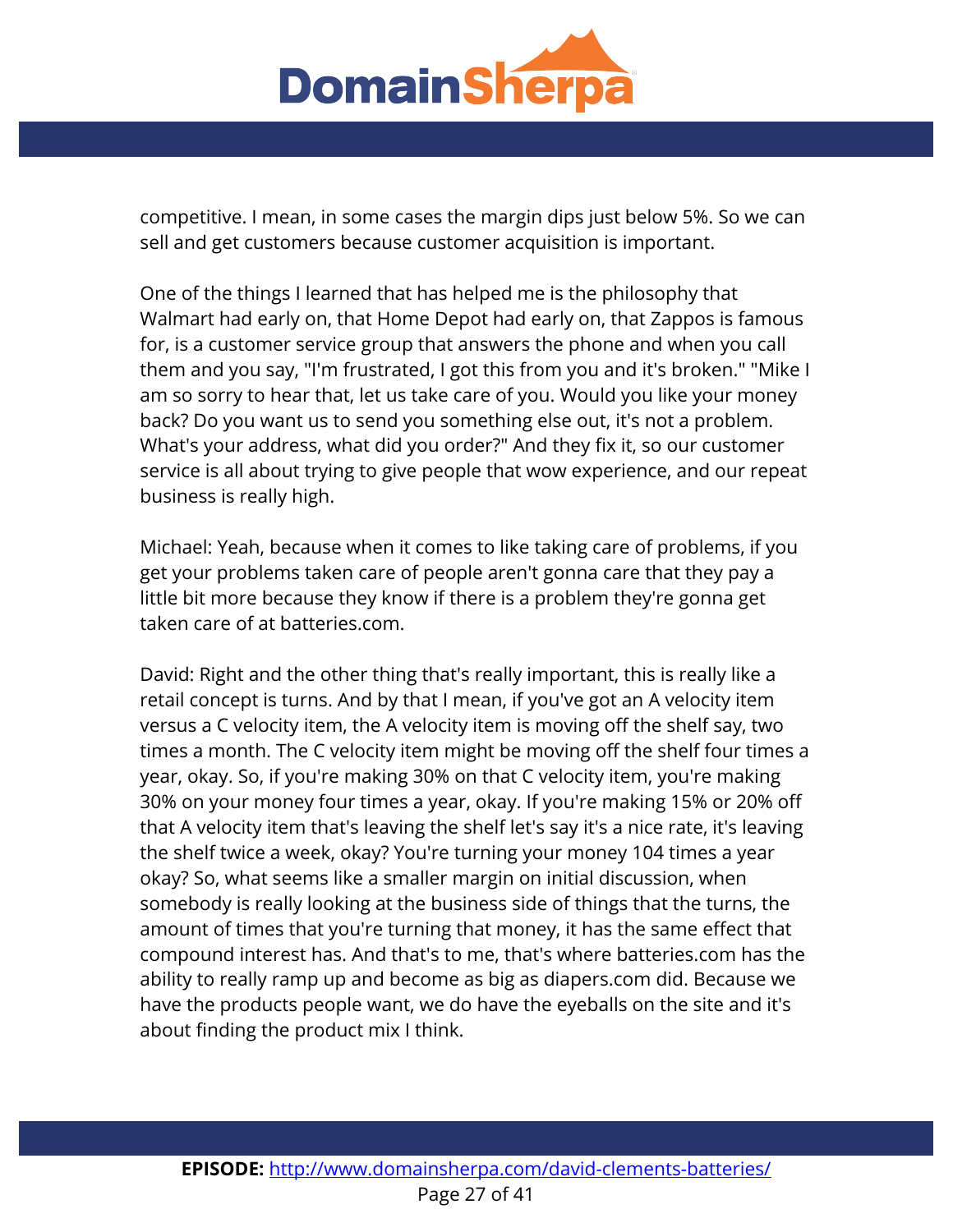competitive. I mean, in some cases the margin dips just below 5%. So we can sell and get customers because customer acquisition is important.

One of the things I learned that has helped me is the philosophy that Walmart had early on, that Home Depot had early on, that Zappos is famous for, is a customer service group that answers the phone and when you call them and you say, "I'm frustrated, I got this from you and it's broken." "Mike I am so sorry to hear that, let us take care of you. Would you like your money back? Do you want us to send you something else out, it's not a problem. What's your address, what did you order?" And they fix it, so our customer service is all about trying to give people that wow experience, and our repeat business is really high.

Michael: Yeah, because when it comes to like taking care of problems, if you get your problems taken care of people aren't gonna care that they pay a little bit more because they know if there is a problem they're gonna get taken care of at batteries.com.

David: Right and the other thing that's really important, this is really like a retail concept is turns. And by that I mean, if you've got an A velocity item versus a C velocity item, the A velocity item is moving off the shelf say, two times a month. The C velocity item might be moving off the shelf four times a year, okay. So, if you're making 30% on that C velocity item, you're making 30% on your money four times a year, okay. If you're making 15% or 20% off that A velocity item that's leaving the shelf let's say it's a nice rate, it's leaving the shelf twice a week, okay? You're turning your money 104 times a year okay? So, what seems like a smaller margin on initial discussion, when somebody is really looking at the business side of things that the turns, the amount of times that you're turning that money, it has the same effect that compound interest has. And that's to me, that's where batteries.com has the ability to really ramp up and become as big as diapers.com did. Because we have the products people want, we do have the eyeballs on the site and it's about finding the product mix I think.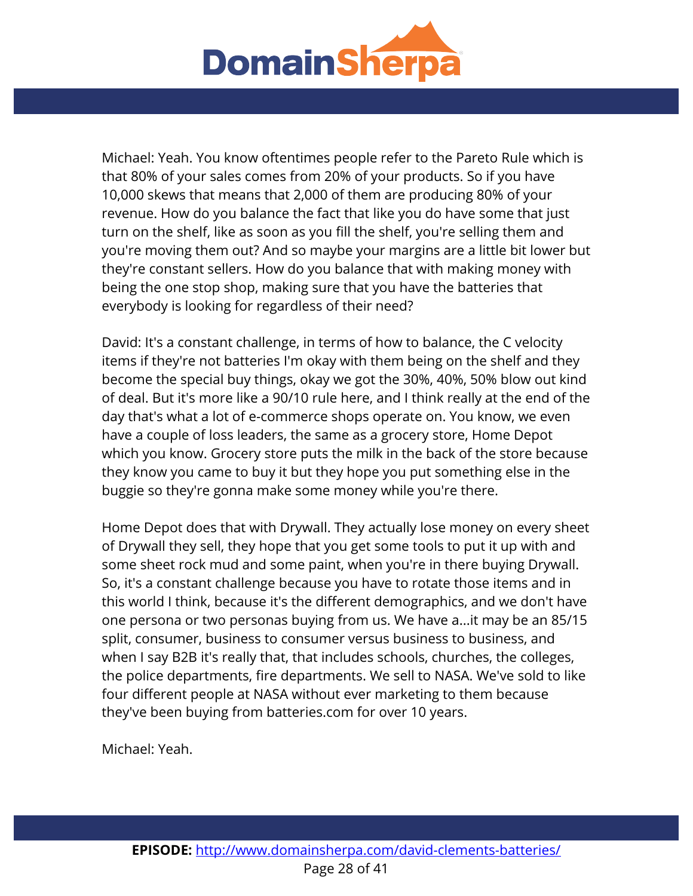Michael: Yeah. You know oftentimes people refer to the Pareto Rule which is that 80% of your sales comes from 20% of your products. So if you have 10,000 skews that means that 2,000 of them are producing 80% of your revenue. How do you balance the fact that like you do have some that just turn on the shelf, like as soon as you fill the shelf, you're selling them and you're moving them out? And so maybe your margins are a little bit lower but they're constant sellers. How do you balance that with making money with being the one stop shop, making sure that you have the batteries that everybody is looking for regardless of their need?

David: It's a constant challenge, in terms of how to balance, the C velocity items if they're not batteries I'm okay with them being on the shelf and they become the special buy things, okay we got the 30%, 40%, 50% blow out kind of deal. But it's more like a 90/10 rule here, and I think really at the end of the day that's what a lot of e-commerce shops operate on. You know, we even have a couple of loss leaders, the same as a grocery store, Home Depot which you know. Grocery store puts the milk in the back of the store because they know you came to buy it but they hope you put something else in the buggie so they're gonna make some money while you're there.

Home Depot does that with Drywall. They actually lose money on every sheet of Drywall they sell, they hope that you get some tools to put it up with and some sheet rock mud and some paint, when you're in there buying Drywall. So, it's a constant challenge because you have to rotate those items and in this world I think, because it's the different demographics, and we don't have one persona or two personas buying from us. We have a...it may be an 85/15 split, consumer, business to consumer versus business to business, and when I say B2B it's really that, that includes schools, churches, the colleges, the police departments, fire departments. We sell to NASA. We've sold to like four different people at NASA without ever marketing to them because they've been buying from batteries.com for over 10 years.

Michael: Yeah.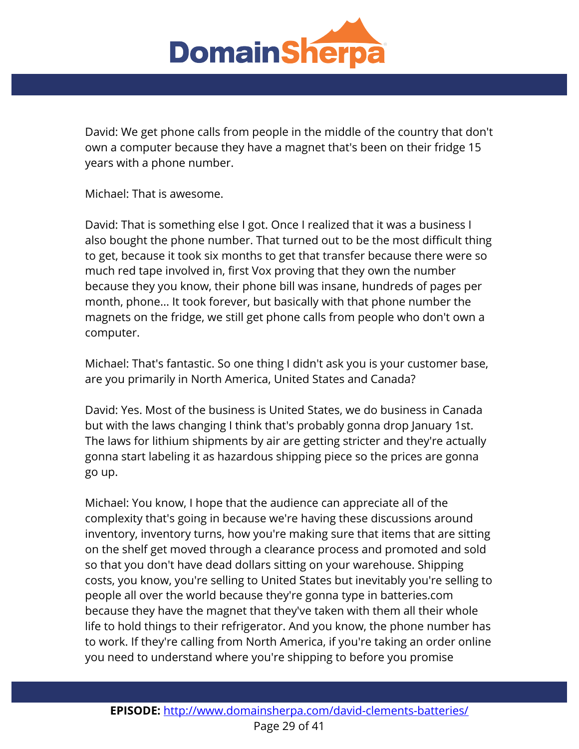David: We get phone calls from people in the middle of the country that don't own a computer because they have a magnet that's been on their fridge 15 years with a phone number.

Michael: That is awesome.

David: That is something else I got. Once I realized that it was a business I also bought the phone number. That turned out to be the most difficult thing to get, because it took six months to get that transfer because there were so much red tape involved in, first Vox proving that they own the number because they you know, their phone bill was insane, hundreds of pages per month, phone... It took forever, but basically with that phone number the magnets on the fridge, we still get phone calls from people who don't own a computer.

Michael: That's fantastic. So one thing I didn't ask you is your customer base, are you primarily in North America, United States and Canada?

David: Yes. Most of the business is United States, we do business in Canada but with the laws changing I think that's probably gonna drop January 1st. The laws for lithium shipments by air are getting stricter and they're actually gonna start labeling it as hazardous shipping piece so the prices are gonna go up.

Michael: You know, I hope that the audience can appreciate all of the complexity that's going in because we're having these discussions around inventory, inventory turns, how you're making sure that items that are sitting on the shelf get moved through a clearance process and promoted and sold so that you don't have dead dollars sitting on your warehouse. Shipping costs, you know, you're selling to United States but inevitably you're selling to people all over the world because they're gonna type in batteries.com because they have the magnet that they've taken with them all their whole life to hold things to their refrigerator. And you know, the phone number has to work. If they're calling from North America, if you're taking an order online you need to understand where you're shipping to before you promise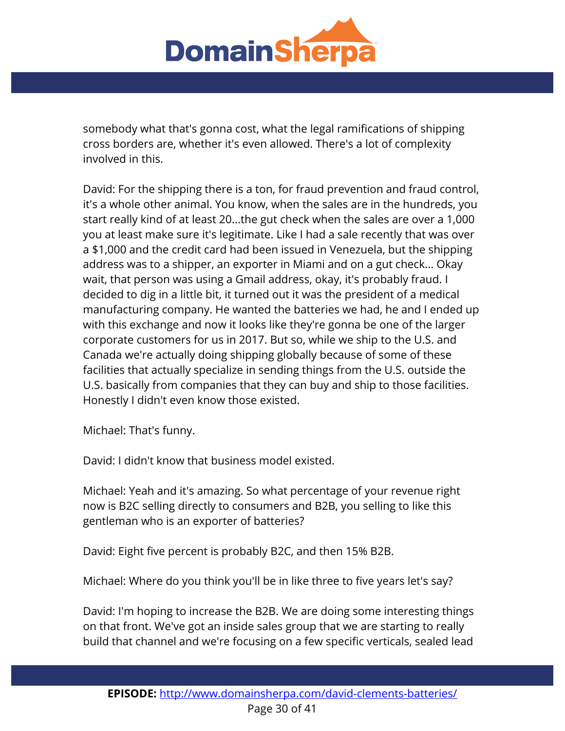somebody what that's gonna cost, what the legal ramifications of shipping cross borders are, whether it's even allowed. There's a lot of complexity involved in this.

David: For the shipping there is a ton, for fraud prevention and fraud control, it's a whole other animal. You know, when the sales are in the hundreds, you start really kind of at least 20...the gut check when the sales are over a 1,000 you at least make sure it's legitimate. Like I had a sale recently that was over a $1,000 and the credit card had been issued in Venezuela, but the shipping address was to a shipper, an exporter in Miami and on a gut check... Okay wait, that person was using a Gmail address, okay, it's probably fraud. I decided to dig in a little bit, it turned out it was the president of a medical manufacturing company. He wanted the batteries we had, he and I ended up with this exchange and now it looks like they're gonna be one of the larger corporate customers for us in 2017. But so, while we ship to the U.S. and Canada we're actually doing shipping globally because of some of these facilities that actually specialize in sending things from the U.S. outside the U.S. basically from companies that they can buy and ship to those facilities. Honestly I didn't even know those existed.

Michael: That's funny.

David: I didn't know that business model existed.

Michael: Yeah and it's amazing. So what percentage of your revenue right now is B2C selling directly to consumers and B2B, you selling to like this gentleman who is an exporter of batteries?

David: Eight five percent is probably B2C, and then 15% B2B.

Michael: Where do you think you'll be in like three to five years let's say?

David: I'm hoping to increase the B2B. We are doing some interesting things on that front. We've got an inside sales group that we are starting to really build that channel and we're focusing on a few specific verticals, sealed lead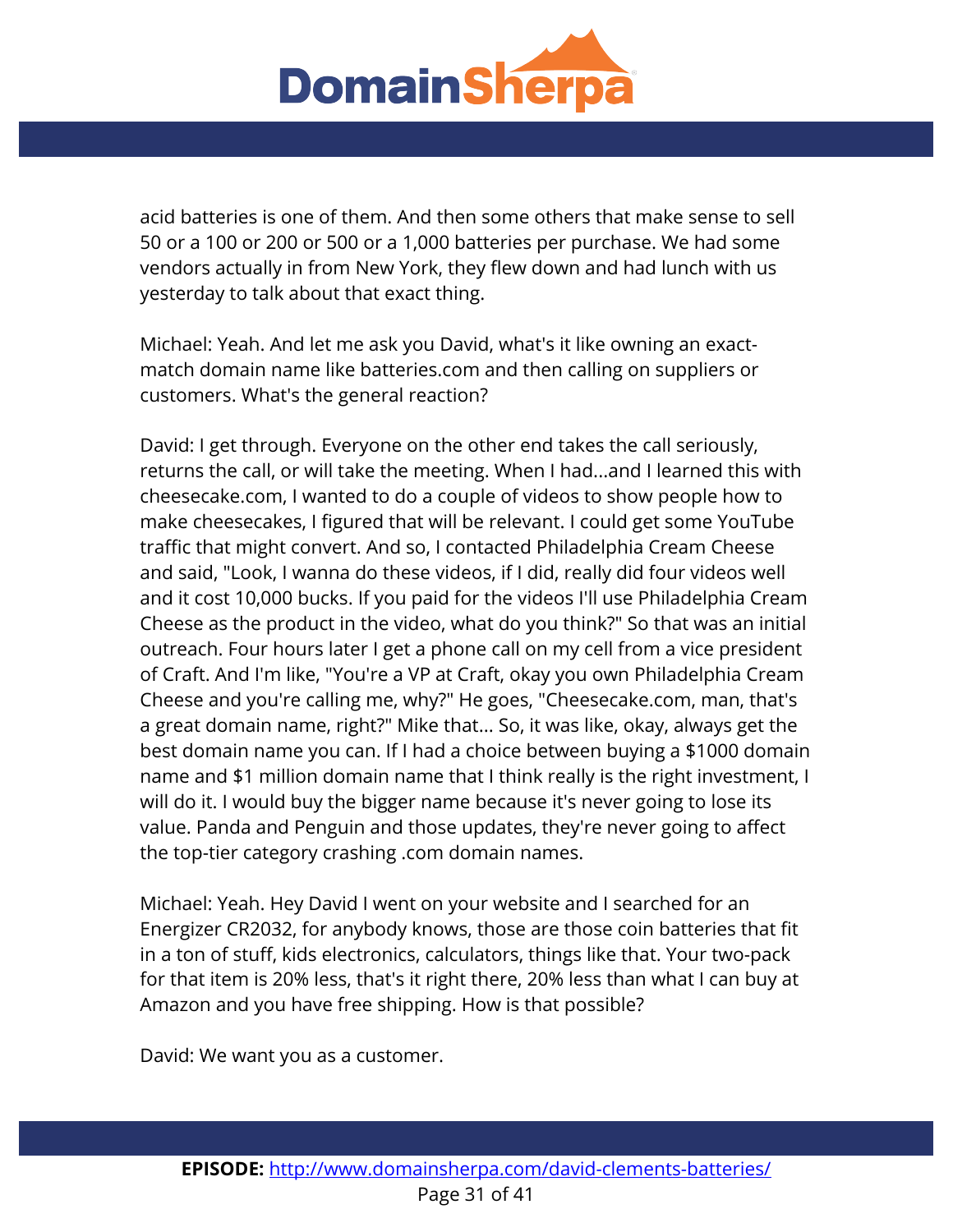acid batteries is one of them. And then some others that make sense to sell 50 or a 100 or 200 or 500 or a 1,000 batteries per purchase. We had some vendors actually in from New York, they flew down and had lunch with us yesterday to talk about that exact thing.

Michael: Yeah. And let me ask you David, what's it like owning an exact-match domain name like batteries.com and then calling on suppliers or customers. What's the general reaction?

David: I get through. Everyone on the other end takes the call seriously, returns the call, or will take the meeting. When I had...and I learned this with cheesecake.com, I wanted to do a couple of videos to show people how to make cheesecakes, I figured that will be relevant. I could get some YouTube traffic that might convert. And so, I contacted Philadelphia Cream Cheese and said, "Look, I wanna do these videos, if I did, really did four videos well and it cost 10,000 bucks. If you paid for the videos I'll use Philadelphia Cream Cheese as the product in the video, what do you think?" So that was an initial outreach. Four hours later I get a phone call on my cell from a vice president of Craft. And I'm like, "You're a VP at Craft, okay you own Philadelphia Cream Cheese and you're calling me, why?" He goes, "Cheesecake.com, man, that's a great domain name, right?" Mike that... So, it was like, okay, always get the best domain name you can. If I had a choice between buying a $1000 domain name and $1 million domain name that I think really is the right investment, I will do it. I would buy the bigger name because it's never going to lose its value. Panda and Penguin and those updates, they're never going to affect the top-tier category crashing .com domain names.

Michael: Yeah. Hey David I went on your website and I searched for an Energizer CR2032, for anybody knows, those are those coin batteries that fit in a ton of stuff, kids electronics, calculators, things like that. Your two-pack for that item is 20% less, that's it right there, 20% less than what I can buy at Amazon and you have free shipping. How is that possible?

David: We want you as a customer.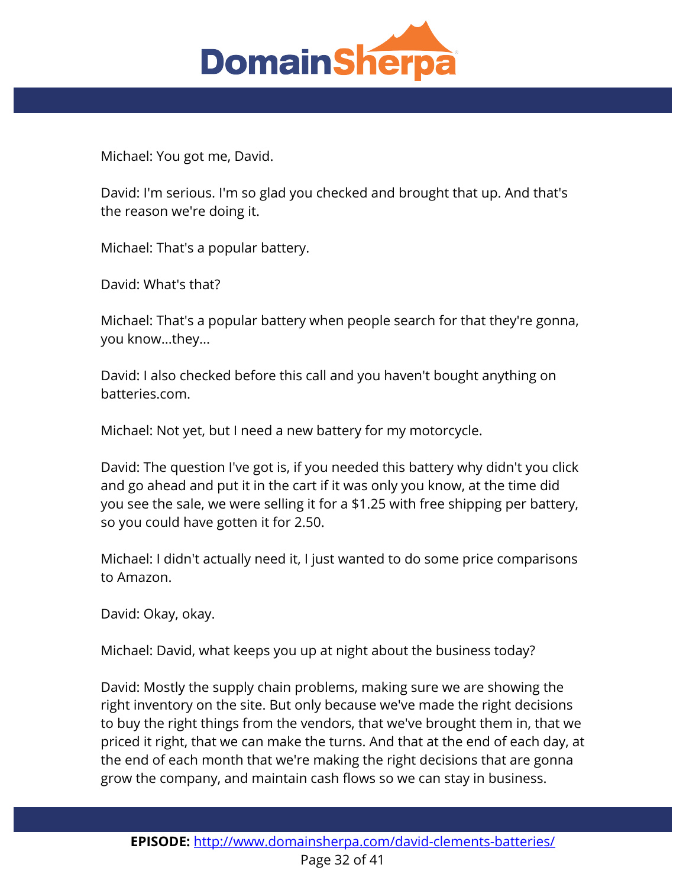Michael: You got me, David.

David: I'm serious. I'm so glad you checked and brought that up. And that's the reason we're doing it.

Michael: That's a popular battery.

David: What's that?

Michael: That's a popular battery when people search for that they're gonna, you know...they...

David: I also checked before this call and you haven't bought anything on batteries.com.

Michael: Not yet, but I need a new battery for my motorcycle.

David: The question I've got is, if you needed this battery why didn't you click and go ahead and put it in the cart if it was only you know, at the time did you see the sale, we were selling it for a $1.25 with free shipping per battery, so you could have gotten it for 2.50.

Michael: I didn't actually need it, I just wanted to do some price comparisons to Amazon.

David: Okay, okay.

Michael: David, what keeps you up at night about the business today?

David: Mostly the supply chain problems, making sure we are showing the right inventory on the site. But only because we've made the right decisions to buy the right things from the vendors, that we've brought them in, that we priced it right, that we can make the turns. And that at the end of each day, at the end of each month that we're making the right decisions that are gonna grow the company, and maintain cash flows so we can stay in business.

**EPISODE:** http://www.domainsherpa.com/david-clements-batteries/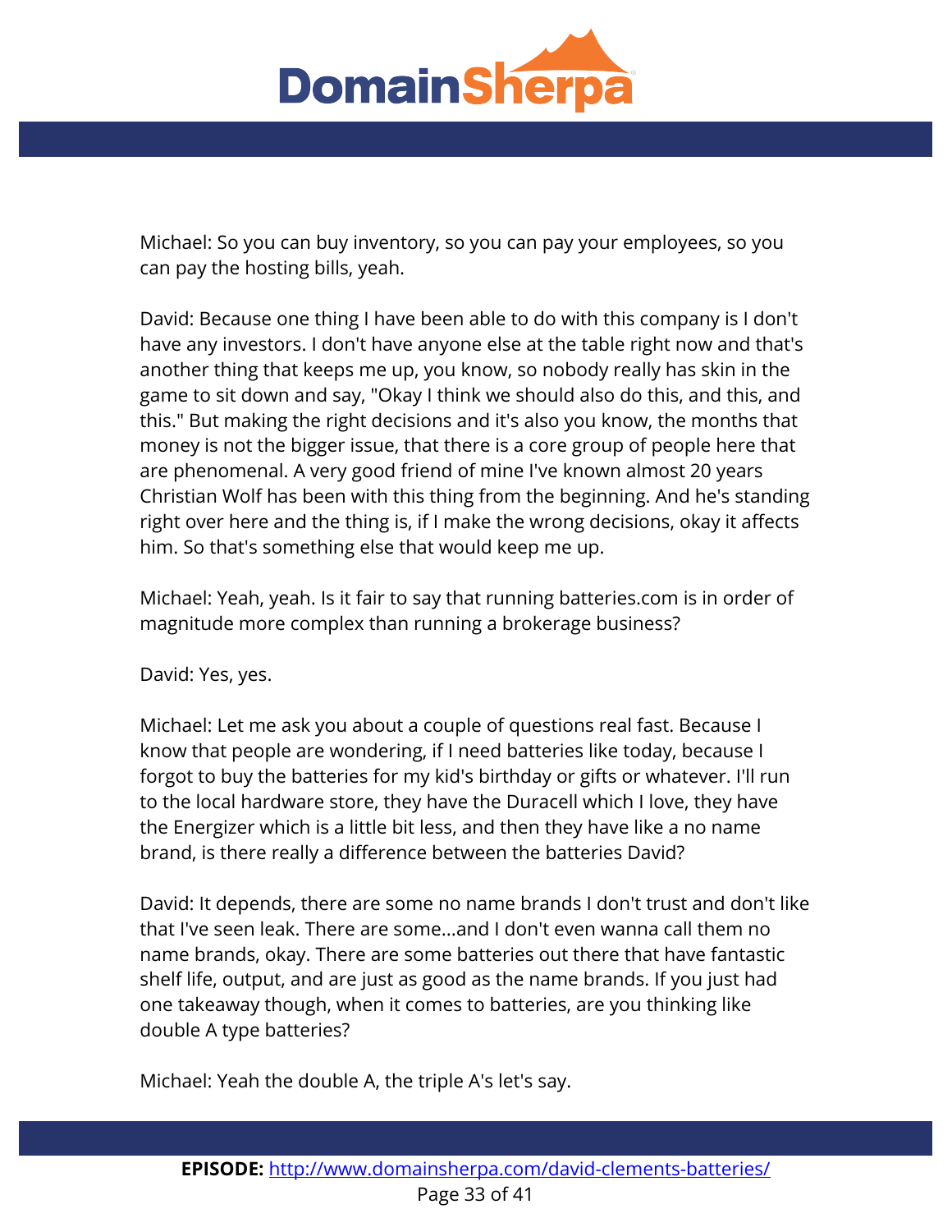Michael: So you can buy inventory, so you can pay your employees, so you can pay the hosting bills, yeah.

David: Because one thing I have been able to do with this company is I don't have any investors. I don't have anyone else at the table right now and that's another thing that keeps me up, you know, so nobody really has skin in the game to sit down and say, "Okay I think we should also do this, and this, and this." But making the right decisions and it's also you know, the months that money is not the bigger issue, that there is a core group of people here that are phenomenal. A very good friend of mine I've known almost 20 years Christian Wolf has been with this thing from the beginning. And he's standing right over here and the thing is, if I make the wrong decisions, okay it affects him. So that's something else that would keep me up.

Michael: Yeah, yeah. Is it fair to say that running batteries.com is in order of magnitude more complex than running a brokerage business?

David: Yes, yes.

Michael: Let me ask you about a couple of questions real fast. Because I know that people are wondering, if I need batteries like today, because I forgot to buy the batteries for my kid's birthday or gifts or whatever. I'll run to the local hardware store, they have the Duracell which I love, they have the Energizer which is a little bit less, and then they have like a no name brand, is there really a difference between the batteries David?

David: It depends, there are some no name brands I don't trust and don't like that I've seen leak. There are some...and I don't even wanna call them no name brands, okay. There are some batteries out there that have fantastic shelf life, output, and are just as good as the name brands. If you just had one takeaway though, when it comes to batteries, are you thinking like double A type batteries?

Michael: Yeah the double A, the triple A's let's say.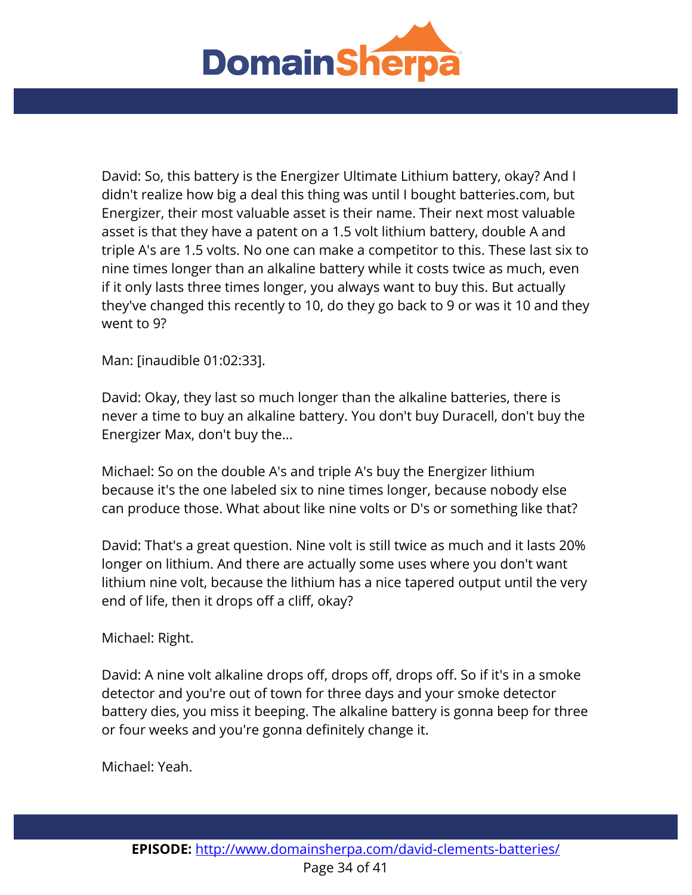David: So, this battery is the Energizer Ultimate Lithium battery, okay? And I didn't realize how big a deal this thing was until I bought batteries.com, but Energizer, their most valuable asset is their name. Their next most valuable asset is that they have a patent on a 1.5 volt lithium battery, double A and triple A's are 1.5 volts. No one can make a competitor to this. These last six to nine times longer than an alkaline battery while it costs twice as much, even if it only lasts three times longer, you always want to buy this. But actually they've changed this recently to 10, do they go back to 9 or was it 10 and they went to 9?

Man: [inaudible 01:02:33].

David: Okay, they last so much longer than the alkaline batteries, there is never a time to buy an alkaline battery. You don't buy Duracell, don't buy the Energizer Max, don't buy the...

Michael: So on the double A's and triple A's buy the Energizer lithium because it's the one labeled six to nine times longer, because nobody else can produce those. What about like nine volts or D's or something like that?

David: That's a great question. Nine volt is still twice as much and it lasts 20% longer on lithium. And there are actually some uses where you don't want lithium nine volt, because the lithium has a nice tapered output until the very end of life, then it drops off a cliff, okay?

Michael: Right.

David: A nine volt alkaline drops off, drops off, drops off. So if it's in a smoke detector and you're out of town for three days and your smoke detector battery dies, you miss it beeping. The alkaline battery is gonna beep for three or four weeks and you're gonna definitely change it.

Michael: Yeah.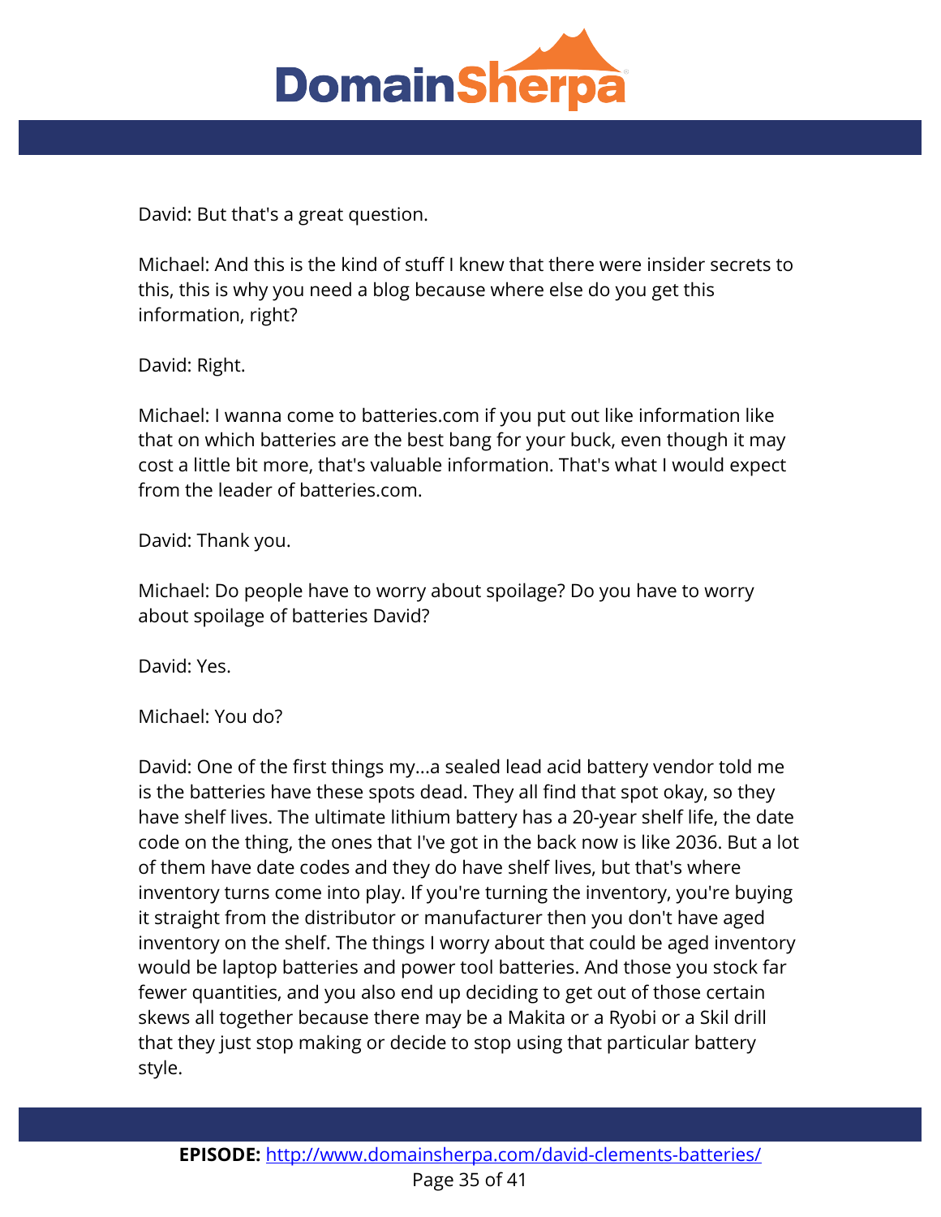David: But that's a great question.

Michael: And this is the kind of stuff I knew that there were insider secrets to this, this is why you need a blog because where else do you get this information, right?

David: Right.

Michael: I wanna come to batteries.com if you put out like information like that on which batteries are the best bang for your buck, even though it may cost a little bit more, that's valuable information. That's what I would expect from the leader of batteries.com.

David: Thank you.

Michael: Do people have to worry about spoilage? Do you have to worry about spoilage of batteries David?

David: Yes.

Michael: You do?

David: One of the first things my...a sealed lead acid battery vendor told me is the batteries have these spots dead. They all find that spot okay, so they have shelf lives. The ultimate lithium battery has a 20-year shelf life, the date code on the thing, the ones that I've got in the back now is like 2036. But a lot of them have date codes and they do have shelf lives, but that's where inventory turns come into play. If you're turning the inventory, you're buying it straight from the distributor or manufacturer then you don't have aged inventory on the shelf. The things I worry about that could be aged inventory would be laptop batteries and power tool batteries. And those you stock far fewer quantities, and you also end up deciding to get out of those certain skews all together because there may be a Makita or a Ryobi or a Skil drill that they just stop making or decide to stop using that particular battery style.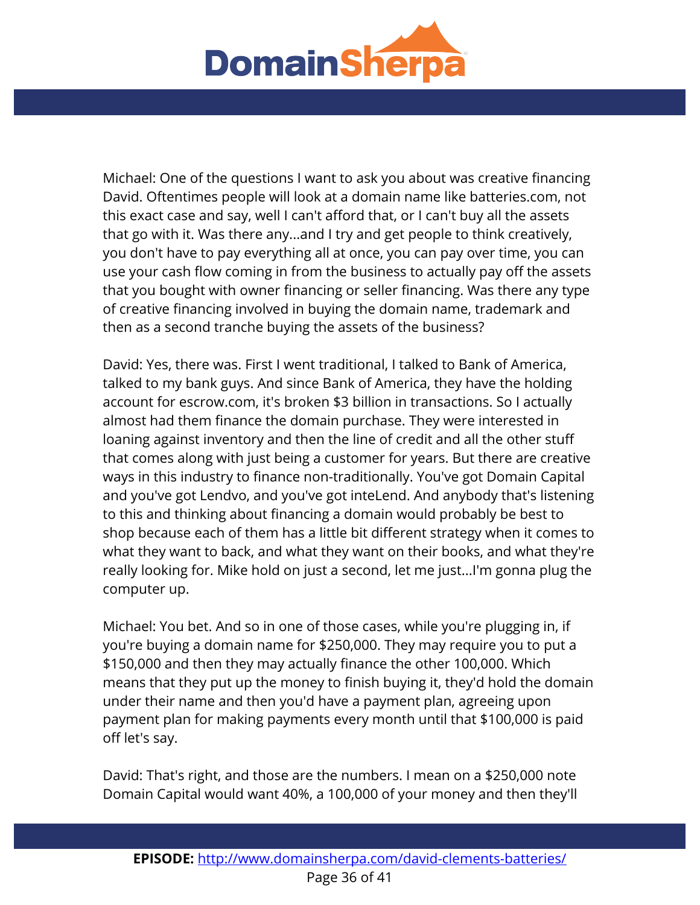Michael: One of the questions I want to ask you about was creative financing David. Oftentimes people will look at a domain name like batteries.com, not this exact case and say, well I can't afford that, or I can't buy all the assets that go with it. Was there any...and I try and get people to think creatively, you don't have to pay everything all at once, you can pay over time, you can use your cash flow coming in from the business to actually pay off the assets that you bought with owner financing or seller financing. Was there any type of creative financing involved in buying the domain name, trademark and then as a second tranche buying the assets of the business?

David: Yes, there was. First I went traditional, I talked to Bank of America, talked to my bank guys. And since Bank of America, they have the holding account for escrow.com, it's broken $3 billion in transactions. So I actually almost had them finance the domain purchase. They were interested in loaning against inventory and then the line of credit and all the other stuff that comes along with just being a customer for years. But there are creative ways in this industry to finance non-traditionally. You've got Domain Capital and you've got Lendvo, and you've got inteLend. And anybody that's listening to this and thinking about financing a domain would probably be best to shop because each of them has a little bit different strategy when it comes to what they want to back, and what they want on their books, and what they're really looking for. Mike hold on just a second, let me just...I'm gonna plug the computer up.

Michael: You bet. And so in one of those cases, while you're plugging in, if you're buying a domain name for $250,000. They may require you to put a $150,000 and then they may actually finance the other 100,000. Which means that they put up the money to finish buying it, they'd hold the domain under their name and then you'd have a payment plan, agreeing upon payment plan for making payments every month until that $100,000 is paid off let's say.

David: That's right, and those are the numbers. I mean on a $250,000 note Domain Capital would want 40%, a 100,000 of your money and then they'll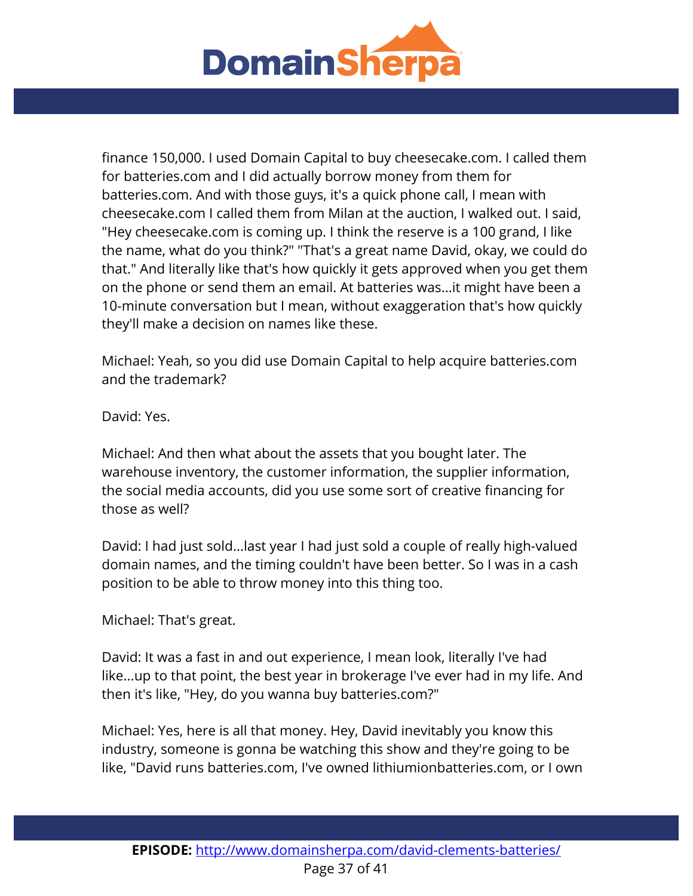finance 150,000. I used Domain Capital to buy cheesecake.com. I called them for batteries.com and I did actually borrow money from them for batteries.com. And with those guys, it's a quick phone call, I mean with cheesecake.com I called them from Milan at the auction, I walked out. I said, "Hey cheesecake.com is coming up. I think the reserve is a 100 grand, I like the name, what do you think?" "That's a great name David, okay, we could do that." And literally like that's how quickly it gets approved when you get them on the phone or send them an email. At batteries was...it might have been a 10-minute conversation but I mean, without exaggeration that's how quickly they'll make a decision on names like these.

Michael: Yeah, so you did use Domain Capital to help acquire batteries.com and the trademark?

David: Yes.

Michael: And then what about the assets that you bought later. The warehouse inventory, the customer information, the supplier information, the social media accounts, did you use some sort of creative financing for those as well?

David: I had just sold...last year I had just sold a couple of really high-valued domain names, and the timing couldn't have been better. So I was in a cash position to be able to throw money into this thing too.

Michael: That's great.

David: It was a fast in and out experience, I mean look, literally I've had like...up to that point, the best year in brokerage I've ever had in my life. And then it's like, "Hey, do you wanna buy batteries.com?"

Michael: Yes, here is all that money. Hey, David inevitably you know this industry, someone is gonna be watching this show and they're going to be like, "David runs batteries.com, I've owned lithiumionbatteries.com, or I own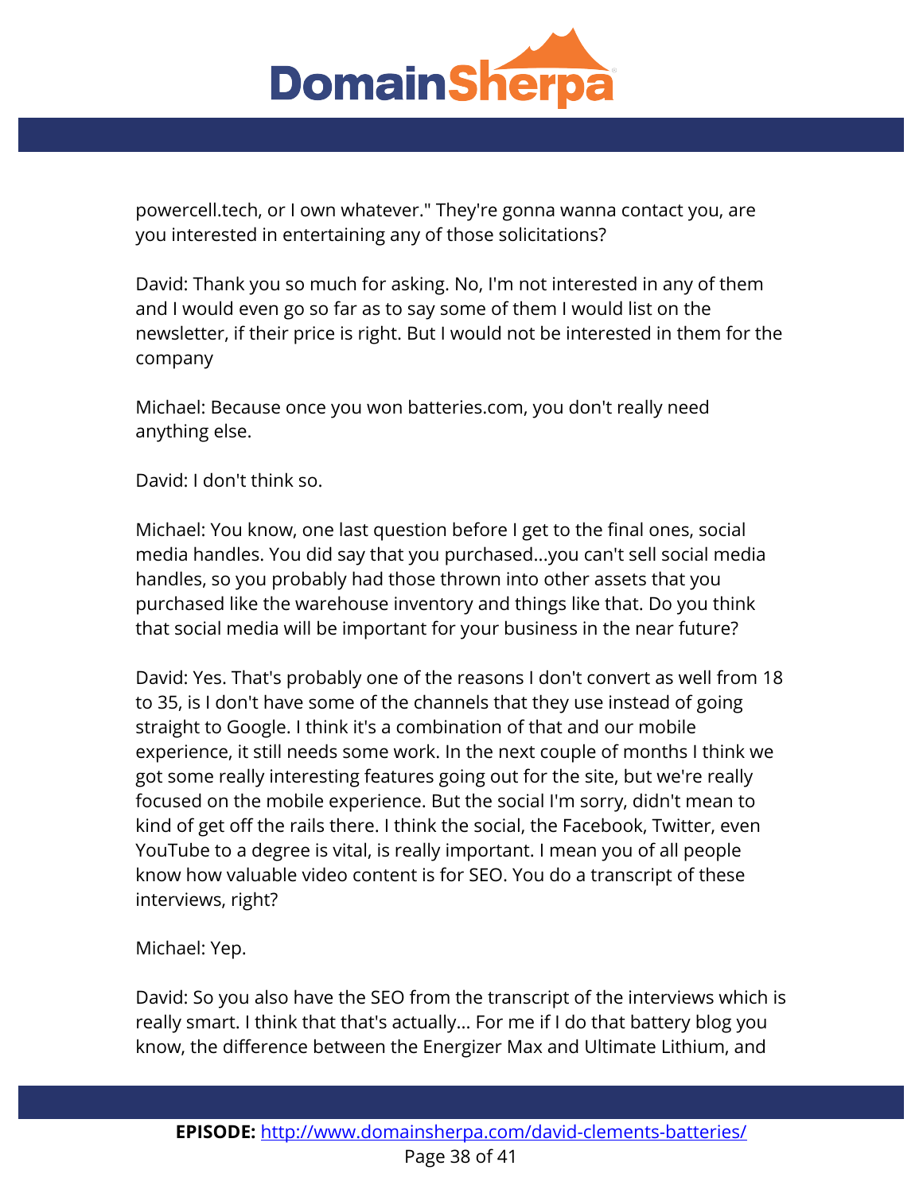powercell.tech, or I own whatever." They're gonna wanna contact you, are you interested in entertaining any of those solicitations?

David: Thank you so much for asking. No, I'm not interested in any of them and I would even go so far as to say some of them I would list on the newsletter, if their price is right. But I would not be interested in them for the company

Michael: Because once you won batteries.com, you don't really need anything else.

David: I don't think so.

Michael: You know, one last question before I get to the final ones, social media handles. You did say that you purchased...you can't sell social media handles, so you probably had those thrown into other assets that you purchased like the warehouse inventory and things like that. Do you think that social media will be important for your business in the near future?

David: Yes. That's probably one of the reasons I don't convert as well from 18 to 35, is I don't have some of the channels that they use instead of going straight to Google. I think it's a combination of that and our mobile experience, it still needs some work. In the next couple of months I think we got some really interesting features going out for the site, but we're really focused on the mobile experience. But the social I'm sorry, didn't mean to kind of get off the rails there. I think the social, the Facebook, Twitter, even YouTube to a degree is vital, is really important. I mean you of all people know how valuable video content is for SEO. You do a transcript of these interviews, right?

Michael: Yep.

David: So you also have the SEO from the transcript of the interviews which is really smart. I think that that's actually... For me if I do that battery blog you know, the difference between the Energizer Max and Ultimate Lithium, and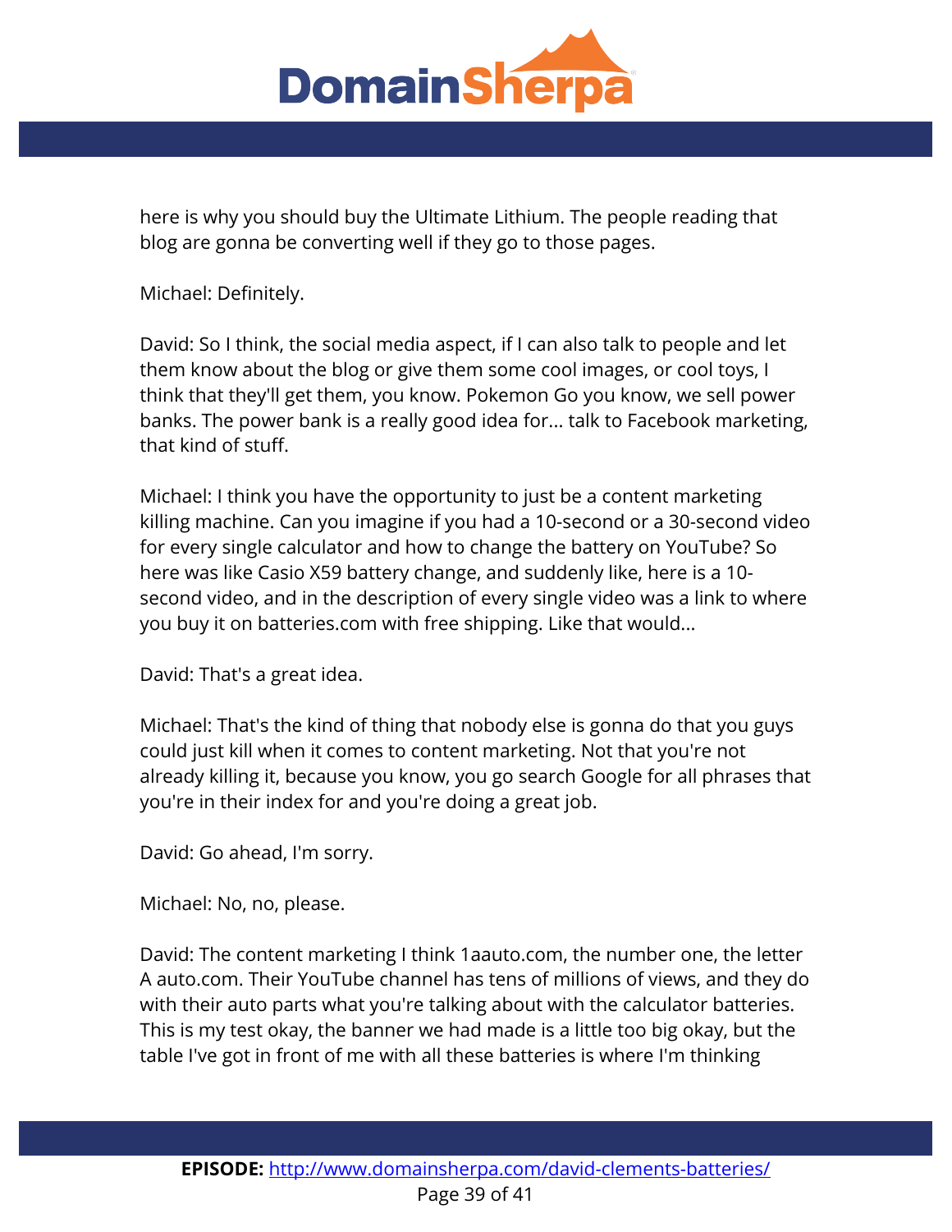here is why you should buy the Ultimate Lithium. The people reading that blog are gonna be converting well if they go to those pages.

Michael: Definitely.

David: So I think, the social media aspect, if I can also talk to people and let them know about the blog or give them some cool images, or cool toys, I think that they'll get them, you know. Pokemon Go you know, we sell power banks. The power bank is a really good idea for... talk to Facebook marketing, that kind of stuff.

Michael: I think you have the opportunity to just be a content marketing killing machine. Can you imagine if you had a 10-second or a 30-second video for every single calculator and how to change the battery on YouTube? So here was like Casio X59 battery change, and suddenly like, here is a 10-second video, and in the description of every single video was a link to where you buy it on batteries.com with free shipping. Like that would...

David: That's a great idea.

Michael: That's the kind of thing that nobody else is gonna do that you guys could just kill when it comes to content marketing. Not that you're not already killing it, because you know, you go search Google for all phrases that you're in their index for and you're doing a great job.

David: Go ahead, I'm sorry.

Michael: No, no, please.

David: The content marketing I think 1aauto.com, the number one, the letter A auto.com. Their YouTube channel has tens of millions of views, and they do with their auto parts what you're talking about with the calculator batteries. This is my test okay, the banner we had made is a little too big okay, but the table I've got in front of me with all these batteries is where I'm thinking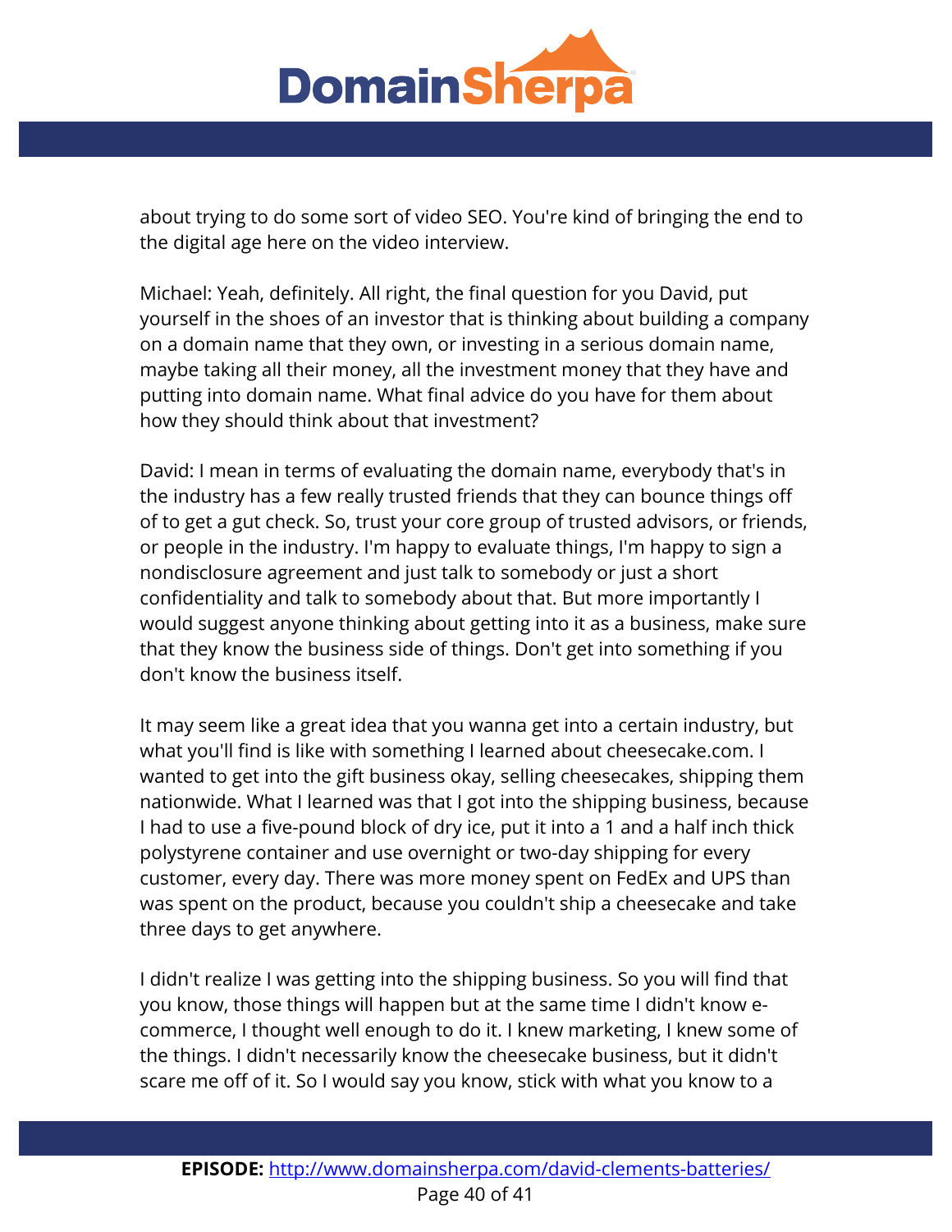about trying to do some sort of video SEO. You're kind of bringing the end to the digital age here on the video interview.

Michael: Yeah, definitely. All right, the final question for you David, put yourself in the shoes of an investor that is thinking about building a company on a domain name that they own, or investing in a serious domain name, maybe taking all their money, all the investment money that they have and putting into domain name. What final advice do you have for them about how they should think about that investment?

David: I mean in terms of evaluating the domain name, everybody that's in the industry has a few really trusted friends that they can bounce things off of to get a gut check. So, trust your core group of trusted advisors, or friends, or people in the industry. I'm happy to evaluate things, I'm happy to sign a nondisclosure agreement and just talk to somebody or just a short confidentiality and talk to somebody about that. But more importantly I would suggest anyone thinking about getting into it as a business, make sure that they know the business side of things. Don't get into something if you don't know the business itself.

It may seem like a great idea that you wanna get into a certain industry, but what you'll find is like with something I learned about cheesecake.com. I wanted to get into the gift business okay, selling cheesecakes, shipping them nationwide. What I learned was that I got into the shipping business, because I had to use a five-pound block of dry ice, put it into a 1 and a half inch thick polystyrene container and use overnight or two-day shipping for every customer, every day. There was more money spent on FedEx and UPS than was spent on the product, because you couldn't ship a cheesecake and take three days to get anywhere.

I didn't realize I was getting into the shipping business. So you will find that you know, those things will happen but at the same time I didn't know e-commerce, I thought well enough to do it. I knew marketing, I knew some of the things. I didn't necessarily know the cheesecake business, but it didn't scare me off of it. So I would say you know, stick with what you know to a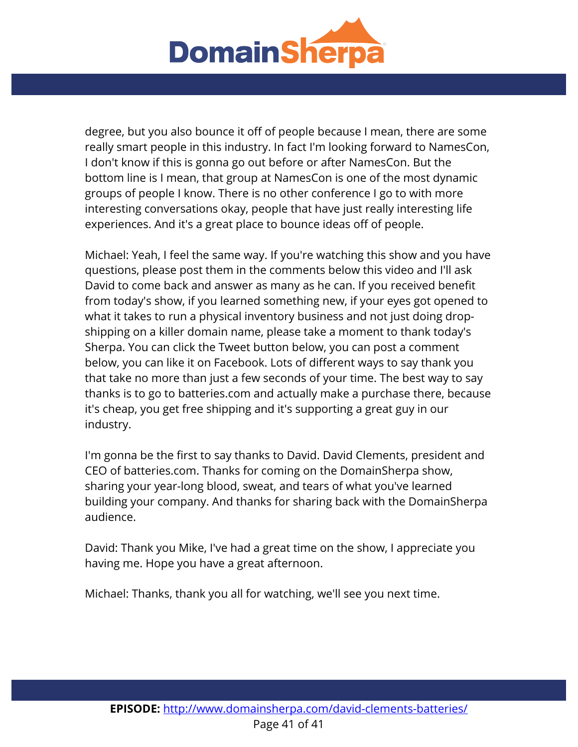degree, but you also bounce it off of people because I mean, there are some really smart people in this industry. In fact I'm looking forward to NamesCon, I don't know if this is gonna go out before or after NamesCon. But the bottom line is I mean, that group at NamesCon is one of the most dynamic groups of people I know. There is no other conference I go to with more interesting conversations okay, people that have just really interesting life experiences. And it's a great place to bounce ideas off of people.

Michael: Yeah, I feel the same way. If you're watching this show and you have questions, please post them in the comments below this video and I'll ask David to come back and answer as many as he can. If you received benefit from today's show, if you learned something new, if your eyes got opened to what it takes to run a physical inventory business and not just doing drop-shipping on a killer domain name, please take a moment to thank today's Sherpa. You can click the Tweet button below, you can post a comment below, you can like it on Facebook. Lots of different ways to say thank you that take no more than just a few seconds of your time. The best way to say thanks is to go to batteries.com and actually make a purchase there, because it's cheap, you get free shipping and it's supporting a great guy in our industry.

I'm gonna be the first to say thanks to David. David Clements, president and CEO of batteries.com. Thanks for coming on the DomainSherpa show, sharing your year-long blood, sweat, and tears of what you've learned building your company. And thanks for sharing back with the DomainSherpa audience.

David: Thank you Mike, I've had a great time on the show, I appreciate you having me. Hope you have a great afternoon.

Michael: Thanks, thank you all for watching, we'll see you next time.